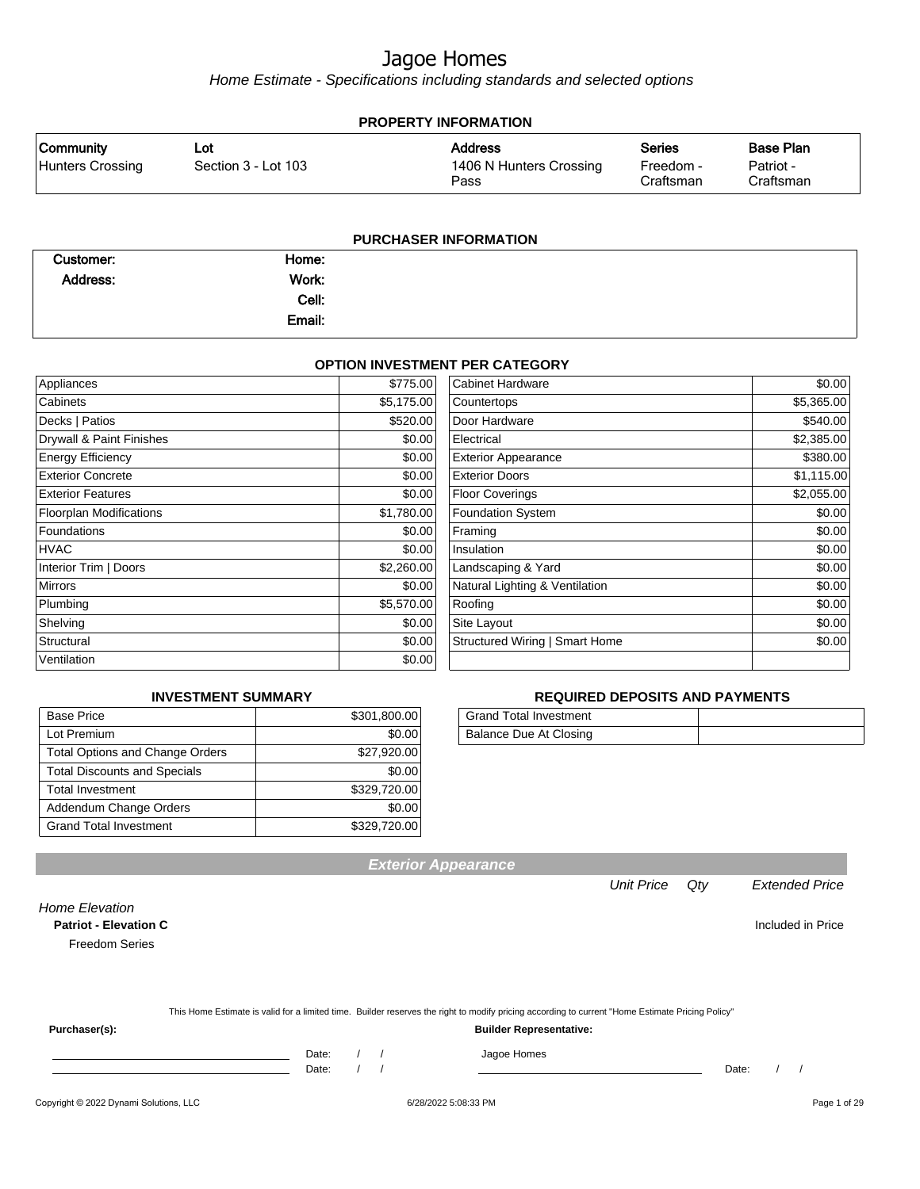# Jagoe Homes

*Home Estimate - Specifications including standards and selected options*

## PROPERTY INFORMATION

| Community | Lot | Address | Series | Base Plan |
|---|---|---|---|---|
| Hunters Crossing | Section 3 - Lot 103 | 1406 N Hunters Crossing Pass | Freedom - Craftsman | Patriot - Craftsman |

## PURCHASER INFORMATION

| | | | |
|---|---|---|---|
| **Customer:** | | **Home:** | |
| **Address:** | | **Work:** | |
| | | **Cell:** | |
| | | **Email:** | |

## OPTION INVESTMENT PER CATEGORY

| Category | Amount | Category | Amount |
|---|---|---|---|
| Appliances | $775.00 | Cabinet Hardware | $0.00 |
| Cabinets | $5,175.00 | Countertops | $5,365.00 |
| Decks \| Patios | $520.00 | Door Hardware | $540.00 |
| Drywall & Paint Finishes | $0.00 | Electrical | $2,385.00 |
| Energy Efficiency | $0.00 | Exterior Appearance | $380.00 |
| Exterior Concrete | $0.00 | Exterior Doors | $1,115.00 |
| Exterior Features | $0.00 | Floor Coverings | $2,055.00 |
| Floorplan Modifications | $1,780.00 | Foundation System | $0.00 |
| Foundations | $0.00 | Framing | $0.00 |
| HVAC | $0.00 | Insulation | $0.00 |
| Interior Trim \| Doors | $2,260.00 | Landscaping & Yard | $0.00 |
| Mirrors | $0.00 | Natural Lighting & Ventilation | $0.00 |
| Plumbing | $5,570.00 | Roofing | $0.00 |
| Shelving | $0.00 | Site Layout | $0.00 |
| Structural | $0.00 | Structured Wiring \| Smart Home | $0.00 |
| Ventilation | $0.00 | | |

## INVESTMENT SUMMARY

| | |
|---|---|
| Base Price | $301,800.00 |
| Lot Premium | $0.00 |
| Total Options and Change Orders | $27,920.00 |
| Total Discounts and Specials | $0.00 |
| Total Investment | $329,720.00 |
| Addendum Change Orders | $0.00 |
| Grand Total Investment | $329,720.00 |

## REQUIRED DEPOSITS AND PAYMENTS

| | |
|---|---|
| Grand Total Investment | |
| Balance Due At Closing | |

## Exterior Appearance

| | Unit Price | Qty | Extended Price |
|---|---|---|---|
| *Home Elevation* | | | |
| **Patriot - Elevation C** | | | Included in Price |
| Freedom Series | | | |

This Home Estimate is valid for a limited time. Builder reserves the right to modify pricing according to current "Home Estimate Pricing Policy"

**Purchaser(s):**

________________________ Date: / /

________________________ Date: / /

**Builder Representative:**

Jagoe Homes

________________________ Date: / /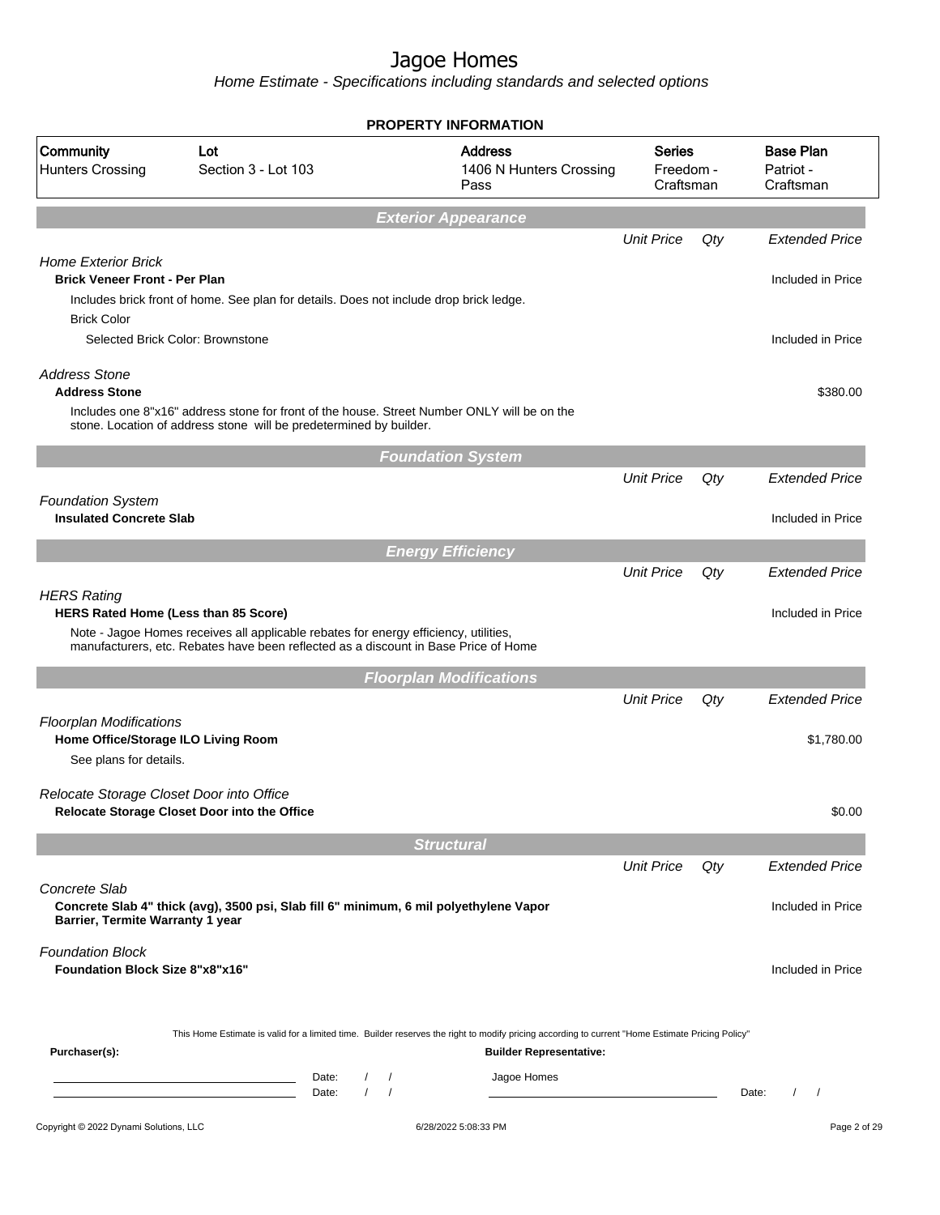# Jagoe Homes

*Home Estimate - Specifications including standards and selected options*

## PROPERTY INFORMATION

| Community | Lot | Address | Series | Base Plan |
|---|---|---|---|---|
| Hunters Crossing | Section 3 - Lot 103 | 1406 N Hunters Crossing Pass | Freedom - Craftsman | Patriot - Craftsman |

## Exterior Appearance

| | Unit Price | Qty | Extended Price |
|---|---|---|---|
| *Home Exterior Brick* | | | |
| **Brick Veneer Front - Per Plan** | | | Included in Price |
| Includes brick front of home. See plan for details. Does not include drop brick ledge. | | | |
| Brick Color | | | |
| Selected Brick Color: Brownstone | | | Included in Price |
| *Address Stone* | | | |
| **Address Stone** | | | $380.00 |
| Includes one 8"x16" address stone for front of the house. Street Number ONLY will be on the stone. Location of address stone will be predetermined by builder. | | | |

## Foundation System

| | Unit Price | Qty | Extended Price |
|---|---|---|---|
| *Foundation System* | | | |
| **Insulated Concrete Slab** | | | Included in Price |

## Energy Efficiency

| | Unit Price | Qty | Extended Price |
|---|---|---|---|
| *HERS Rating* | | | |
| **HERS Rated Home (Less than 85 Score)** | | | Included in Price |
| Note - Jagoe Homes receives all applicable rebates for energy efficiency, utilities, manufacturers, etc. Rebates have been reflected as a discount in Base Price of Home | | | |

## Floorplan Modifications

| | Unit Price | Qty | Extended Price |
|---|---|---|---|
| *Floorplan Modifications* | | | |
| **Home Office/Storage ILO Living Room** | | | $1,780.00 |
| See plans for details. | | | |
| *Relocate Storage Closet Door into Office* | | | |
| **Relocate Storage Closet Door into the Office** | | | $0.00 |

## Structural

| | Unit Price | Qty | Extended Price |
|---|---|---|---|
| *Concrete Slab* | | | |
| **Concrete Slab 4" thick (avg), 3500 psi, Slab fill 6" minimum, 6 mil polyethylene Vapor Barrier, Termite Warranty 1 year** | | | Included in Price |
| *Foundation Block* | | | |
| **Foundation Block Size 8"x8"x16"** | | | Included in Price |

This Home Estimate is valid for a limited time. Builder reserves the right to modify pricing according to current "Home Estimate Pricing Policy"

**Purchaser(s):** Date: / / Date: / /

**Builder Representative:** Jagoe Homes Date: / /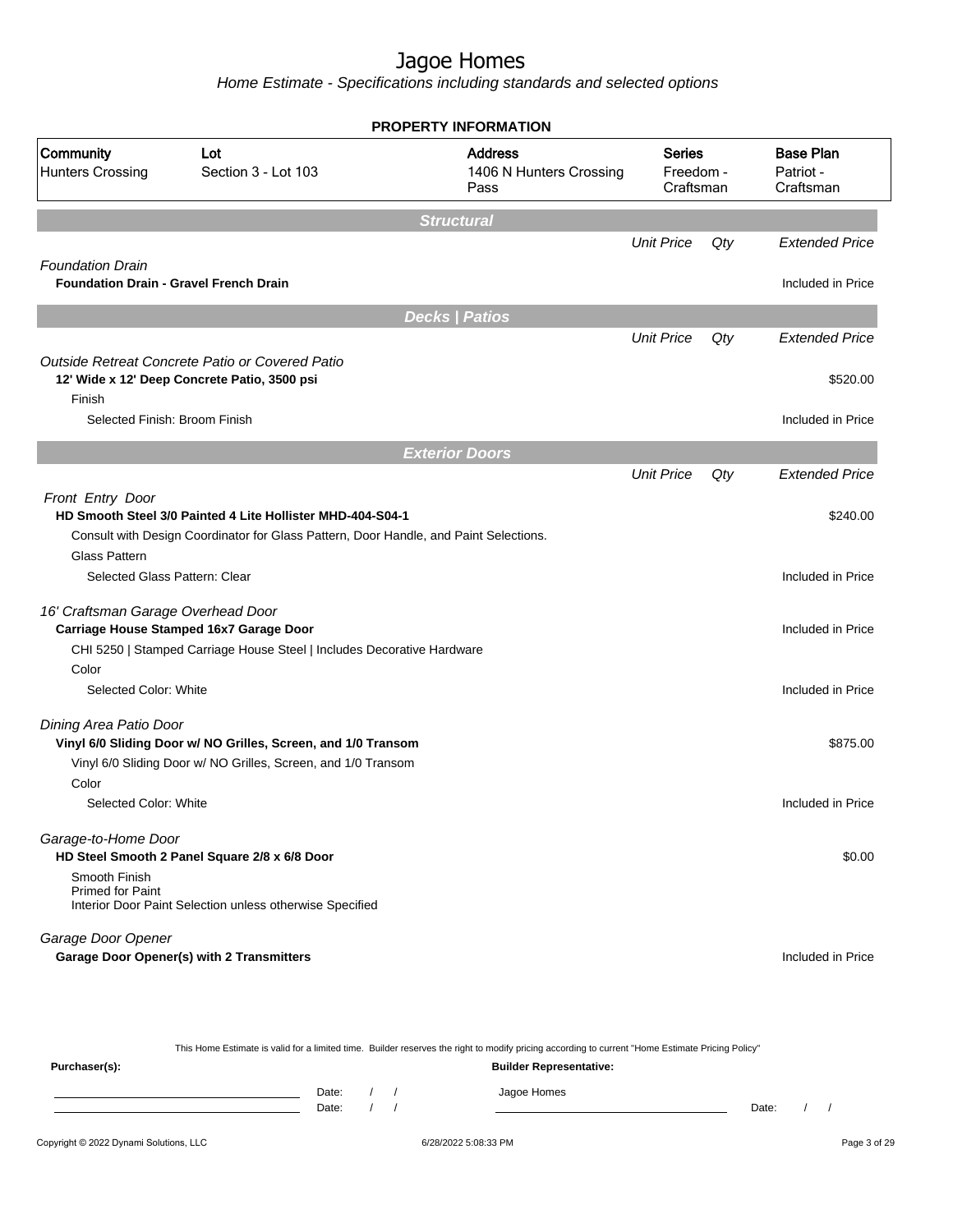# Jagoe Homes

*Home Estimate - Specifications including standards and selected options*

**PROPERTY INFORMATION**

| Community | Lot | Address | Series | Base Plan |
|---|---|---|---|---|
| Hunters Crossing | Section 3 - Lot 103 | 1406 N Hunters Crossing Pass | Freedom - Craftsman | Patriot - Craftsman |

## Structural

| | Unit Price | Qty | Extended Price |
|---|---|---|---|
| *Foundation Drain* | | | |
| **Foundation Drain - Gravel French Drain** | | | Included in Price |

## Decks | Patios

| | Unit Price | Qty | Extended Price |
|---|---|---|---|
| *Outside Retreat Concrete Patio or Covered Patio* | | | |
| **12' Wide x 12' Deep Concrete Patio, 3500 psi** | | | $520.00 |
| Finish | | | |
| Selected Finish: Broom Finish | | | Included in Price |

## Exterior Doors

| | Unit Price | Qty | Extended Price |
|---|---|---|---|
| *Front Entry Door* | | | |
| **HD Smooth Steel 3/0 Painted 4 Lite Hollister MHD-404-S04-1** | | | $240.00 |
| Consult with Design Coordinator for Glass Pattern, Door Handle, and Paint Selections. | | | |
| Glass Pattern | | | |
| Selected Glass Pattern: Clear | | | Included in Price |
| *16' Craftsman Garage Overhead Door* | | | |
| **Carriage House Stamped 16x7 Garage Door** | | | Included in Price |
| CHI 5250 \| Stamped Carriage House Steel \| Includes Decorative Hardware | | | |
| Color | | | |
| Selected Color: White | | | Included in Price |
| *Dining Area Patio Door* | | | |
| **Vinyl 6/0 Sliding Door w/ NO Grilles, Screen, and 1/0 Transom** | | | $875.00 |
| Vinyl 6/0 Sliding Door w/ NO Grilles, Screen, and 1/0 Transom | | | |
| Color | | | |
| Selected Color: White | | | Included in Price |
| *Garage-to-Home Door* | | | |
| **HD Steel Smooth 2 Panel Square 2/8 x 6/8 Door** | | | $0.00 |
| Smooth Finish<br>Primed for Paint<br>Interior Door Paint Selection unless otherwise Specified | | | |
| *Garage Door Opener* | | | |
| **Garage Door Opener(s) with 2 Transmitters** | | | Included in Price |

This Home Estimate is valid for a limited time. Builder reserves the right to modify pricing according to current "Home Estimate Pricing Policy"

**Purchaser(s):** 

Date: / /

Date: / /

**Builder Representative:**

Jagoe Homes

Date: / /

Copyright © 2022 Dynami Solutions, LLC 6/28/2022 5:08:33 PM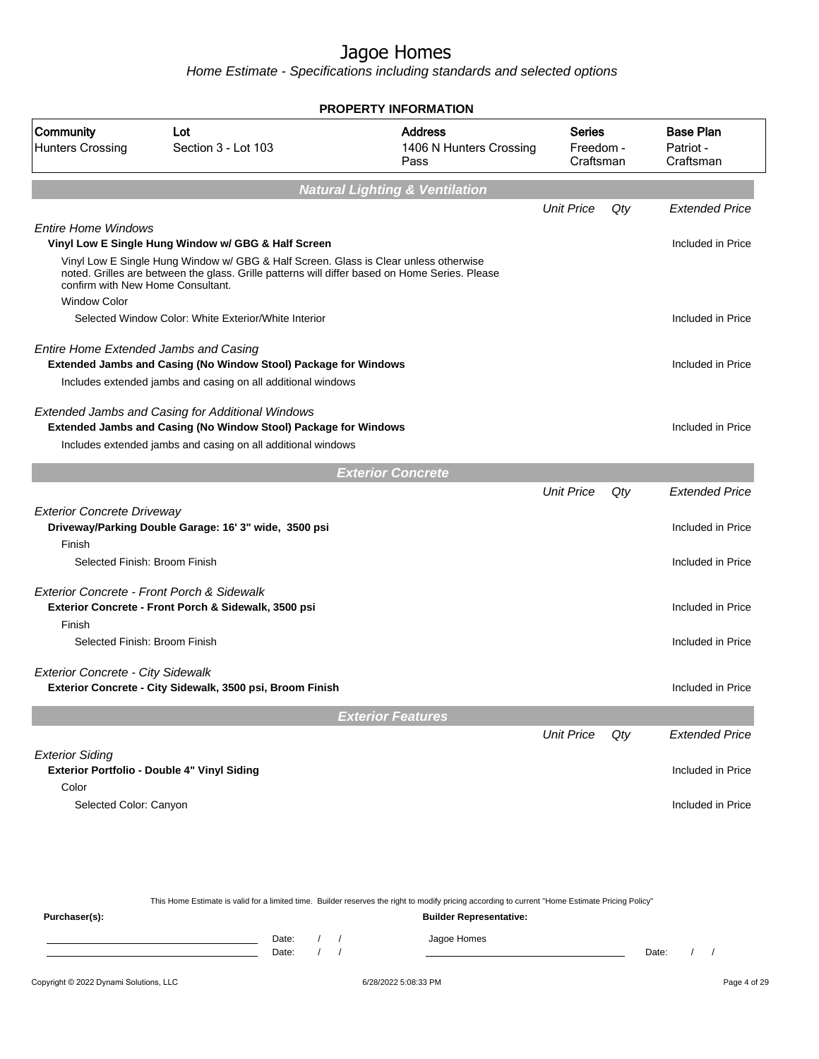# Jagoe Homes

*Home Estimate - Specifications including standards and selected options*

**PROPERTY INFORMATION**

| Community | Lot | Address | Series | Base Plan |
|---|---|---|---|---|
| Hunters Crossing | Section 3 - Lot 103 | 1406 N Hunters Crossing Pass | Freedom - Craftsman | Patriot - Craftsman |

## Natural Lighting & Ventilation

| | Unit Price | Qty | Extended Price |
|---|---|---|---|
| *Entire Home Windows* | | | |
| **Vinyl Low E Single Hung Window w/ GBG & Half Screen** | | | Included in Price |
| Vinyl Low E Single Hung Window w/ GBG & Half Screen. Glass is Clear unless otherwise noted. Grilles are between the glass. Grille patterns will differ based on Home Series. Please confirm with New Home Consultant. | | | |
| Window Color | | | |
| Selected Window Color: White Exterior/White Interior | | | Included in Price |
| *Entire Home Extended Jambs and Casing* | | | |
| **Extended Jambs and Casing (No Window Stool) Package for Windows** | | | Included in Price |
| Includes extended jambs and casing on all additional windows | | | |
| *Extended Jambs and Casing for Additional Windows* | | | |
| **Extended Jambs and Casing (No Window Stool) Package for Windows** | | | Included in Price |
| Includes extended jambs and casing on all additional windows | | | |

## Exterior Concrete

| | Unit Price | Qty | Extended Price |
|---|---|---|---|
| *Exterior Concrete Driveway* | | | |
| **Driveway/Parking Double Garage: 16' 3" wide, 3500 psi** | | | Included in Price |
| Finish | | | |
| Selected Finish: Broom Finish | | | Included in Price |
| *Exterior Concrete - Front Porch & Sidewalk* | | | |
| **Exterior Concrete - Front Porch & Sidewalk, 3500 psi** | | | Included in Price |
| Finish | | | |
| Selected Finish: Broom Finish | | | Included in Price |
| *Exterior Concrete - City Sidewalk* | | | |
| **Exterior Concrete - City Sidewalk, 3500 psi, Broom Finish** | | | Included in Price |

## Exterior Features

| | Unit Price | Qty | Extended Price |
|---|---|---|---|
| *Exterior Siding* | | | |
| **Exterior Portfolio - Double 4" Vinyl Siding** | | | Included in Price |
| Color | | | |
| Selected Color: Canyon | | | Included in Price |

This Home Estimate is valid for a limited time. Builder reserves the right to modify pricing according to current "Home Estimate Pricing Policy"

**Purchaser(s):**

Date: / /
Date: / /

**Builder Representative:**

Jagoe Homes

Date: / /

Copyright © 2022 Dynami Solutions, LLC

6/28/2022 5:08:33 PM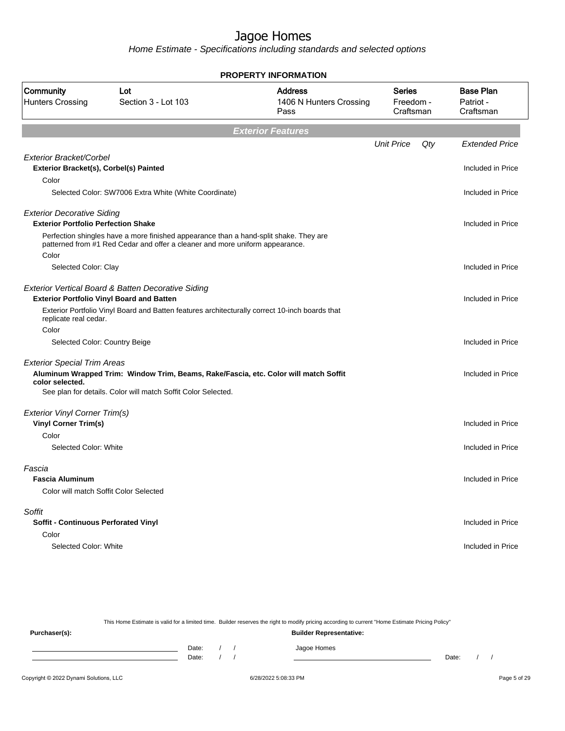# Jagoe Homes

*Home Estimate - Specifications including standards and selected options*

## PROPERTY INFORMATION

| Community | Lot | Address | Series | Base Plan |
|---|---|---|---|---|
| Hunters Crossing | Section 3 - Lot 103 | 1406 N Hunters Crossing Pass | Freedom - Craftsman | Patriot - Craftsman |

## *Exterior Features*

| | Unit Price | Qty | Extended Price |
|---|---|---|---|
| *Exterior Bracket/Corbel* | | | |
| **Exterior Bracket(s), Corbel(s) Painted** | | | Included in Price |
| Color | | | |
| Selected Color: SW7006 Extra White (White Coordinate) | | | Included in Price |
| *Exterior Decorative Siding* | | | |
| **Exterior Portfolio Perfection Shake** | | | Included in Price |
| Perfection shingles have a more finished appearance than a hand-split shake. They are patterned from #1 Red Cedar and offer a cleaner and more uniform appearance. | | | |
| Color | | | |
| Selected Color: Clay | | | Included in Price |
| *Exterior Vertical Board & Batten Decorative Siding* | | | |
| **Exterior Portfolio Vinyl Board and Batten** | | | Included in Price |
| Exterior Portfolio Vinyl Board and Batten features architecturally correct 10-inch boards that replicate real cedar. | | | |
| Color | | | |
| Selected Color: Country Beige | | | Included in Price |
| *Exterior Special Trim Areas* | | | |
| **Aluminum Wrapped Trim: Window Trim, Beams, Rake/Fascia, etc. Color will match Soffit color selected.** | | | Included in Price |
| See plan for details. Color will match Soffit Color Selected. | | | |
| *Exterior Vinyl Corner Trim(s)* | | | |
| **Vinyl Corner Trim(s)** | | | Included in Price |
| Color | | | |
| Selected Color: White | | | Included in Price |
| *Fascia* | | | |
| **Fascia Aluminum** | | | Included in Price |
| Color will match Soffit Color Selected | | | |
| *Soffit* | | | |
| **Soffit - Continuous Perforated Vinyl** | | | Included in Price |
| Color | | | |
| Selected Color: White | | | Included in Price |

This Home Estimate is valid for a limited time. Builder reserves the right to modify pricing according to current "Home Estimate Pricing Policy"

**Purchaser(s):** Date: / / Date: / /

**Builder Representative:** Jagoe Homes Date: / /

Copyright © 2022 Dynami Solutions, LLC 6/28/2022 5:08:33 PM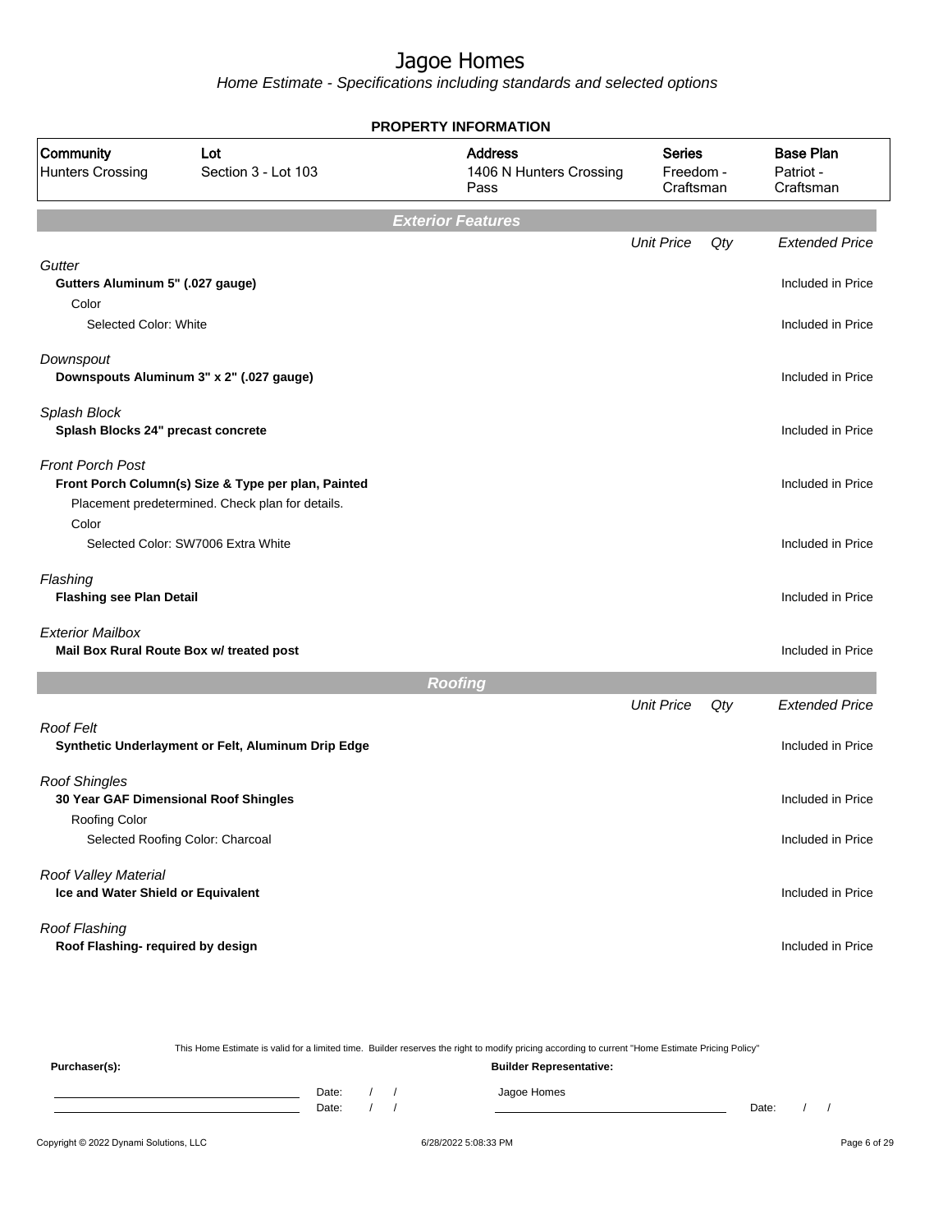# Jagoe Homes

*Home Estimate - Specifications including standards and selected options*

## PROPERTY INFORMATION

| Community | Lot | Address | Series | Base Plan |
|---|---|---|---|---|
| Hunters Crossing | Section 3 - Lot 103 | 1406 N Hunters Crossing Pass | Freedom - Craftsman | Patriot - Craftsman |

## Exterior Features

| | Unit Price | Qty | Extended Price |
|---|---|---|---|
| *Gutter* | | | |
| **Gutters Aluminum 5" (.027 gauge)** | | | Included in Price |
| Color | | | |
| Selected Color: White | | | Included in Price |
| *Downspout* | | | |
| **Downspouts Aluminum 3" x 2" (.027 gauge)** | | | Included in Price |
| *Splash Block* | | | |
| **Splash Blocks 24" precast concrete** | | | Included in Price |
| *Front Porch Post* | | | |
| **Front Porch Column(s) Size & Type per plan, Painted** | | | Included in Price |
| Placement predetermined. Check plan for details. | | | |
| Color | | | |
| Selected Color: SW7006 Extra White | | | Included in Price |
| *Flashing* | | | |
| **Flashing see Plan Detail** | | | Included in Price |
| *Exterior Mailbox* | | | |
| **Mail Box Rural Route Box w/ treated post** | | | Included in Price |

## Roofing

| | Unit Price | Qty | Extended Price |
|---|---|---|---|
| *Roof Felt* | | | |
| **Synthetic Underlayment or Felt, Aluminum Drip Edge** | | | Included in Price |
| *Roof Shingles* | | | |
| **30 Year GAF Dimensional Roof Shingles** | | | Included in Price |
| Roofing Color | | | |
| Selected Roofing Color: Charcoal | | | Included in Price |
| *Roof Valley Material* | | | |
| **Ice and Water Shield or Equivalent** | | | Included in Price |
| *Roof Flashing* | | | |
| **Roof Flashing- required by design** | | | Included in Price |

This Home Estimate is valid for a limited time. Builder reserves the right to modify pricing according to current "Home Estimate Pricing Policy"

**Purchaser(s):** ______________________ Date: / / 
______________________ Date: / /

**Builder Representative:** Jagoe Homes ______________________ Date: / /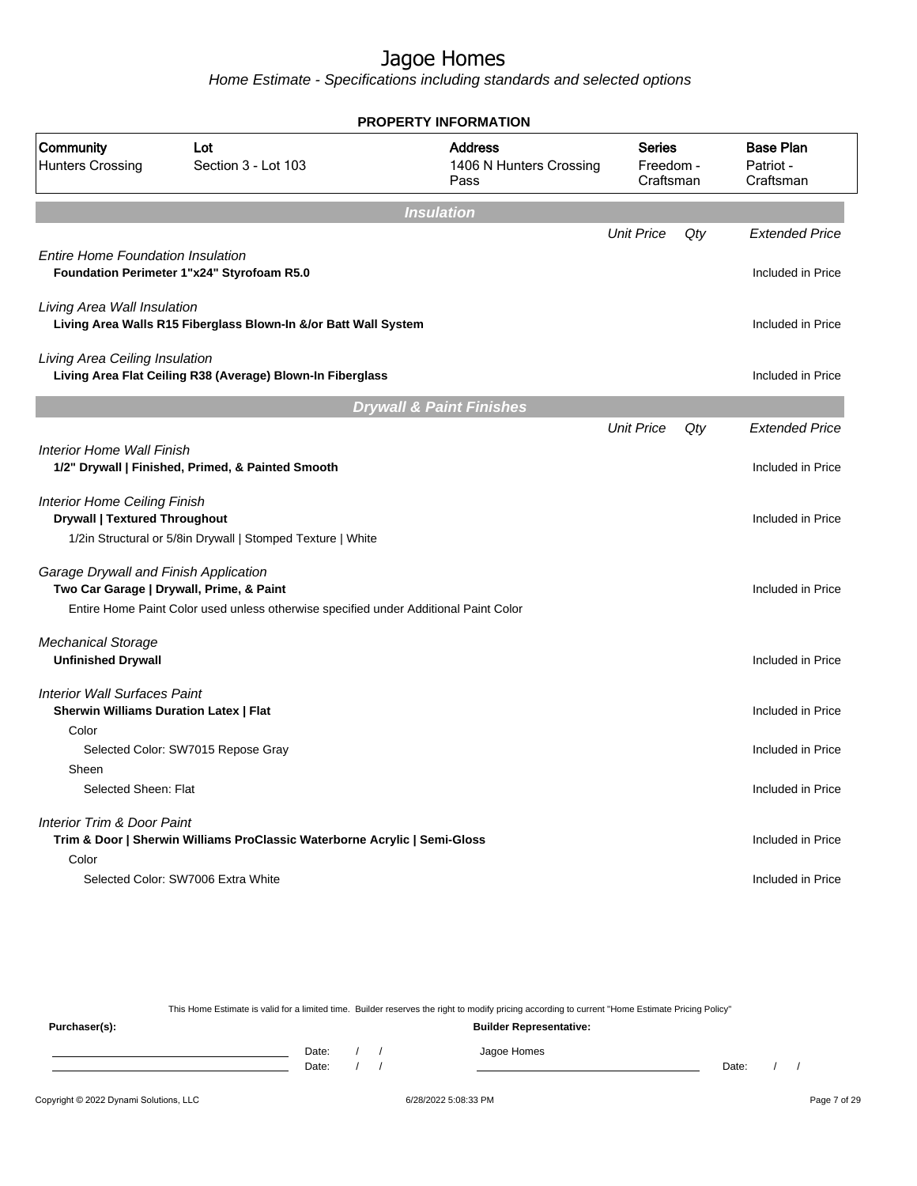# Jagoe Homes

*Home Estimate - Specifications including standards and selected options*

**PROPERTY INFORMATION**

| Community | Lot | Address | Series | Base Plan |
|---|---|---|---|---|
| Hunters Crossing | Section 3 - Lot 103 | 1406 N Hunters Crossing Pass | Freedom - Craftsman | Patriot - Craftsman |

## *Insulation*

| | Unit Price | Qty | Extended Price |
|---|---|---|---|
| *Entire Home Foundation Insulation* | | | |
| **Foundation Perimeter 1"x24" Styrofoam R5.0** | | | Included in Price |
| *Living Area Wall Insulation* | | | |
| **Living Area Walls R15 Fiberglass Blown-In &/or Batt Wall System** | | | Included in Price |
| *Living Area Ceiling Insulation* | | | |
| **Living Area Flat Ceiling R38 (Average) Blown-In Fiberglass** | | | Included in Price |

## *Drywall & Paint Finishes*

| | Unit Price | Qty | Extended Price |
|---|---|---|---|
| *Interior Home Wall Finish* | | | |
| **1/2" Drywall \| Finished, Primed, & Painted Smooth** | | | Included in Price |
| *Interior Home Ceiling Finish* | | | |
| **Drywall \| Textured Throughout** | | | Included in Price |
| 1/2in Structural or 5/8in Drywall \| Stomped Texture \| White | | | |
| *Garage Drywall and Finish Application* | | | |
| **Two Car Garage \| Drywall, Prime, & Paint** | | | Included in Price |
| Entire Home Paint Color used unless otherwise specified under Additional Paint Color | | | |
| *Mechanical Storage* | | | |
| **Unfinished Drywall** | | | Included in Price |
| *Interior Wall Surfaces Paint* | | | |
| **Sherwin Williams Duration Latex \| Flat** | | | Included in Price |
| Color | | | |
| Selected Color: SW7015 Repose Gray | | | Included in Price |
| Sheen | | | |
| Selected Sheen: Flat | | | Included in Price |
| *Interior Trim & Door Paint* | | | |
| **Trim & Door \| Sherwin Williams ProClassic Waterborne Acrylic \| Semi-Gloss** | | | Included in Price |
| Color | | | |
| Selected Color: SW7006 Extra White | | | Included in Price |

This Home Estimate is valid for a limited time. Builder reserves the right to modify pricing according to current "Home Estimate Pricing Policy"

**Purchaser(s):** 

Date: / /

Date: / /

**Builder Representative:**

Jagoe Homes

Date: / /

Copyright © 2022 Dynami Solutions, LLC — 6/28/2022 5:08:33 PM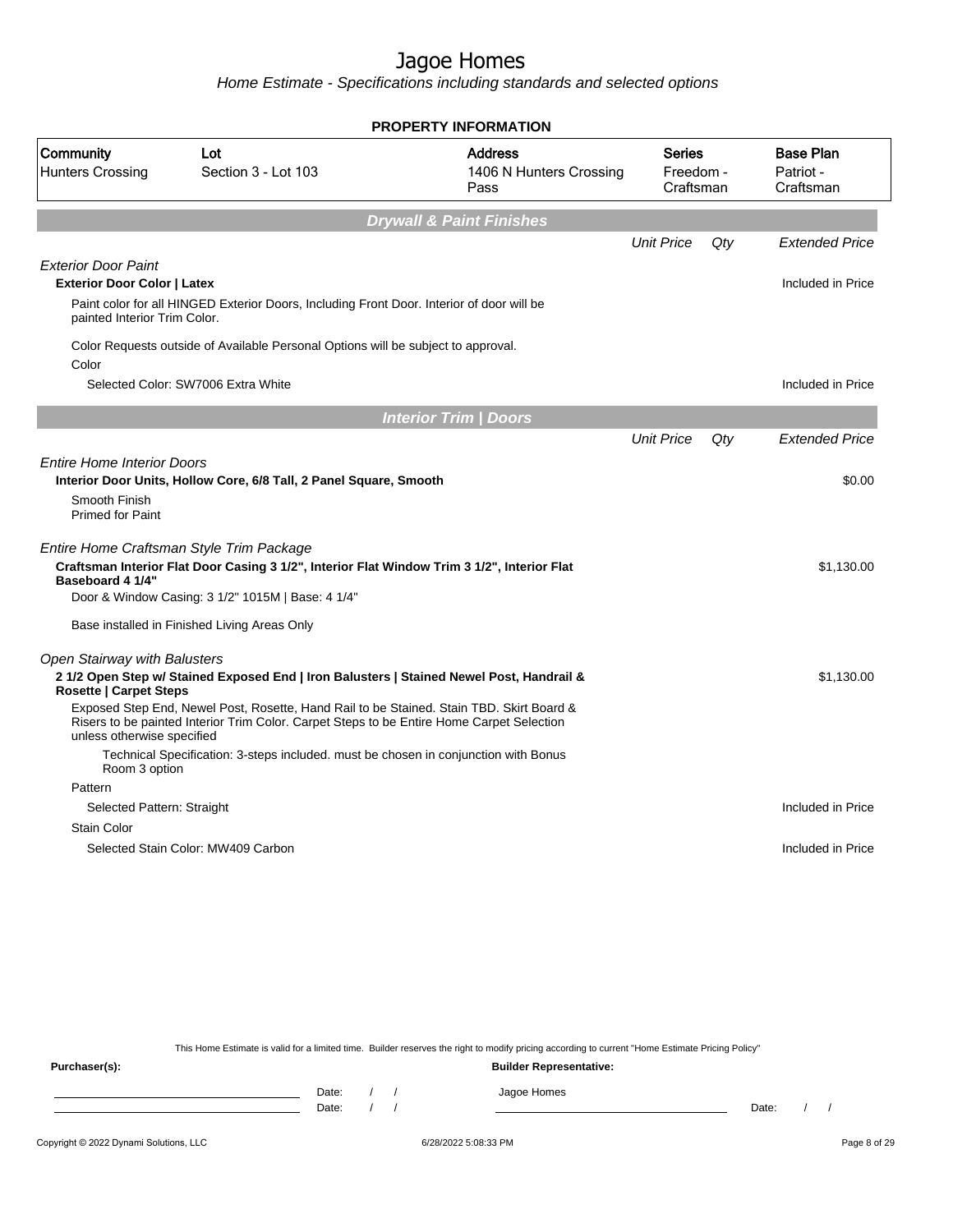# Jagoe Homes

*Home Estimate - Specifications including standards and selected options*

**PROPERTY INFORMATION**

| Community | Lot | Address | Series | Base Plan |
|---|---|---|---|---|
| Hunters Crossing | Section 3 - Lot 103 | 1406 N Hunters Crossing Pass | Freedom - Craftsman | Patriot - Craftsman |

## Drywall & Paint Finishes

| | Unit Price | Qty | Extended Price |
|---|---|---|---|
| *Exterior Door Paint* | | | |
| **Exterior Door Color \| Latex** | | | Included in Price |
| Paint color for all HINGED Exterior Doors, Including Front Door. Interior of door will be painted Interior Trim Color. | | | |
| Color Requests outside of Available Personal Options will be subject to approval. | | | |
| Color | | | |
| Selected Color: SW7006 Extra White | | | Included in Price |

## Interior Trim | Doors

| | Unit Price | Qty | Extended Price |
|---|---|---|---|
| *Entire Home Interior Doors* | | | |
| **Interior Door Units, Hollow Core, 6/8 Tall, 2 Panel Square, Smooth** | | | $0.00 |
| Smooth Finish<br>Primed for Paint | | | |
| *Entire Home Craftsman Style Trim Package* | | | |
| **Craftsman Interior Flat Door Casing 3 1/2", Interior Flat Window Trim 3 1/2", Interior Flat Baseboard 4 1/4"** | | | $1,130.00 |
| Door & Window Casing: 3 1/2" 1015M \| Base: 4 1/4" | | | |
| Base installed in Finished Living Areas Only | | | |
| *Open Stairway with Balusters* | | | |
| **2 1/2 Open Step w/ Stained Exposed End \| Iron Balusters \| Stained Newel Post, Handrail & Rosette \| Carpet Steps** | | | $1,130.00 |
| Exposed Step End, Newel Post, Rosette, Hand Rail to be Stained. Stain TBD. Skirt Board & Risers to be painted Interior Trim Color. Carpet Steps to be Entire Home Carpet Selection unless otherwise specified | | | |
| Technical Specification: 3-steps included. must be chosen in conjunction with Bonus Room 3 option | | | |
| Pattern | | | |
| Selected Pattern: Straight | | | Included in Price |
| Stain Color | | | |
| Selected Stain Color: MW409 Carbon | | | Included in Price |

This Home Estimate is valid for a limited time. Builder reserves the right to modify pricing according to current "Home Estimate Pricing Policy"

**Purchaser(s):** Date: / / Date: / /

**Builder Representative:** Jagoe Homes Date: / /

Copyright © 2022 Dynami Solutions, LLC 6/28/2022 5:08:33 PM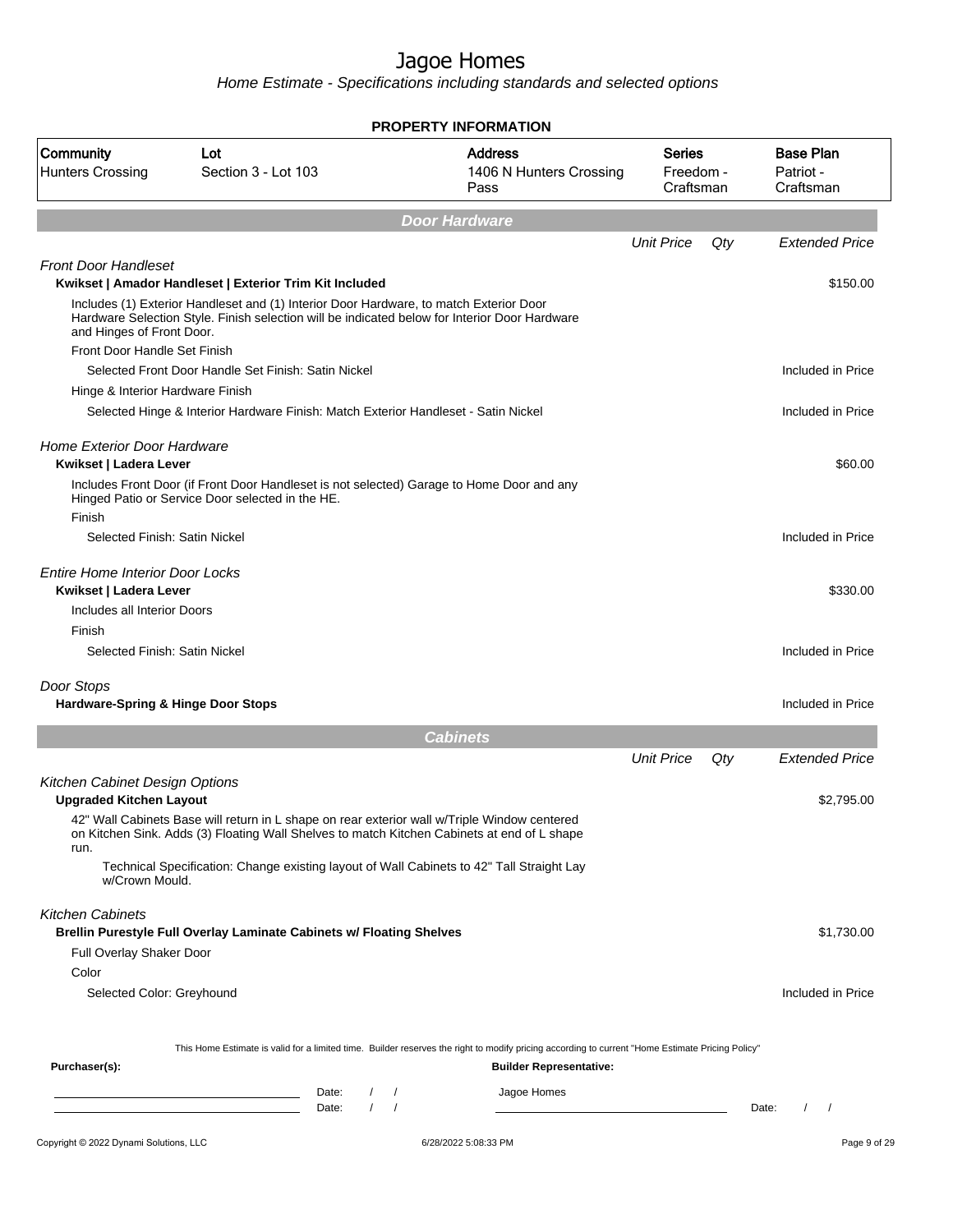# Jagoe Homes

Home Estimate - Specifications including standards and selected options

**PROPERTY INFORMATION**

| Community | Lot | Address | Series | Base Plan |
|---|---|---|---|---|
| Hunters Crossing | Section 3 - Lot 103 | 1406 N Hunters Crossing Pass | Freedom - Craftsman | Patriot - Craftsman |

## Door Hardware

| | Unit Price | Qty | Extended Price |
|---|---|---|---|
| *Front Door Handleset* | | | |
| **Kwikset \| Amador Handleset \| Exterior Trim Kit Included** | | | $150.00 |
| Includes (1) Exterior Handleset and (1) Interior Door Hardware, to match Exterior Door Hardware Selection Style. Finish selection will be indicated below for Interior Door Hardware and Hinges of Front Door. | | | |
| Front Door Handle Set Finish | | | |
| Selected Front Door Handle Set Finish: Satin Nickel | | | Included in Price |
| Hinge & Interior Hardware Finish | | | |
| Selected Hinge & Interior Hardware Finish: Match Exterior Handleset - Satin Nickel | | | Included in Price |
| *Home Exterior Door Hardware* | | | |
| **Kwikset \| Ladera Lever** | | | $60.00 |
| Includes Front Door (if Front Door Handleset is not selected) Garage to Home Door and any Hinged Patio or Service Door selected in the HE. | | | |
| Finish | | | |
| Selected Finish: Satin Nickel | | | Included in Price |
| *Entire Home Interior Door Locks* | | | |
| **Kwikset \| Ladera Lever** | | | $330.00 |
| Includes all Interior Doors | | | |
| Finish | | | |
| Selected Finish: Satin Nickel | | | Included in Price |
| *Door Stops* | | | |
| **Hardware-Spring & Hinge Door Stops** | | | Included in Price |

## Cabinets

| | Unit Price | Qty | Extended Price |
|---|---|---|---|
| *Kitchen Cabinet Design Options* | | | |
| **Upgraded Kitchen Layout** | | | $2,795.00 |
| 42" Wall Cabinets Base will return in L shape on rear exterior wall w/Triple Window centered on Kitchen Sink. Adds (3) Floating Wall Shelves to match Kitchen Cabinets at end of L shape run. | | | |
| Technical Specification: Change existing layout of Wall Cabinets to 42" Tall Straight Lay w/Crown Mould. | | | |
| *Kitchen Cabinets* | | | |
| **Brellin Purestyle Full Overlay Laminate Cabinets w/ Floating Shelves** | | | $1,730.00 |
| Full Overlay Shaker Door | | | |
| Color | | | |
| Selected Color: Greyhound | | | Included in Price |

This Home Estimate is valid for a limited time. Builder reserves the right to modify pricing according to current "Home Estimate Pricing Policy"

**Purchaser(s):** **Builder Representative:**

Date: / / Jagoe Homes

Date: / / Date: / /

Copyright © 2022 Dynami Solutions, LLC 6/28/2022 5:08:33 PM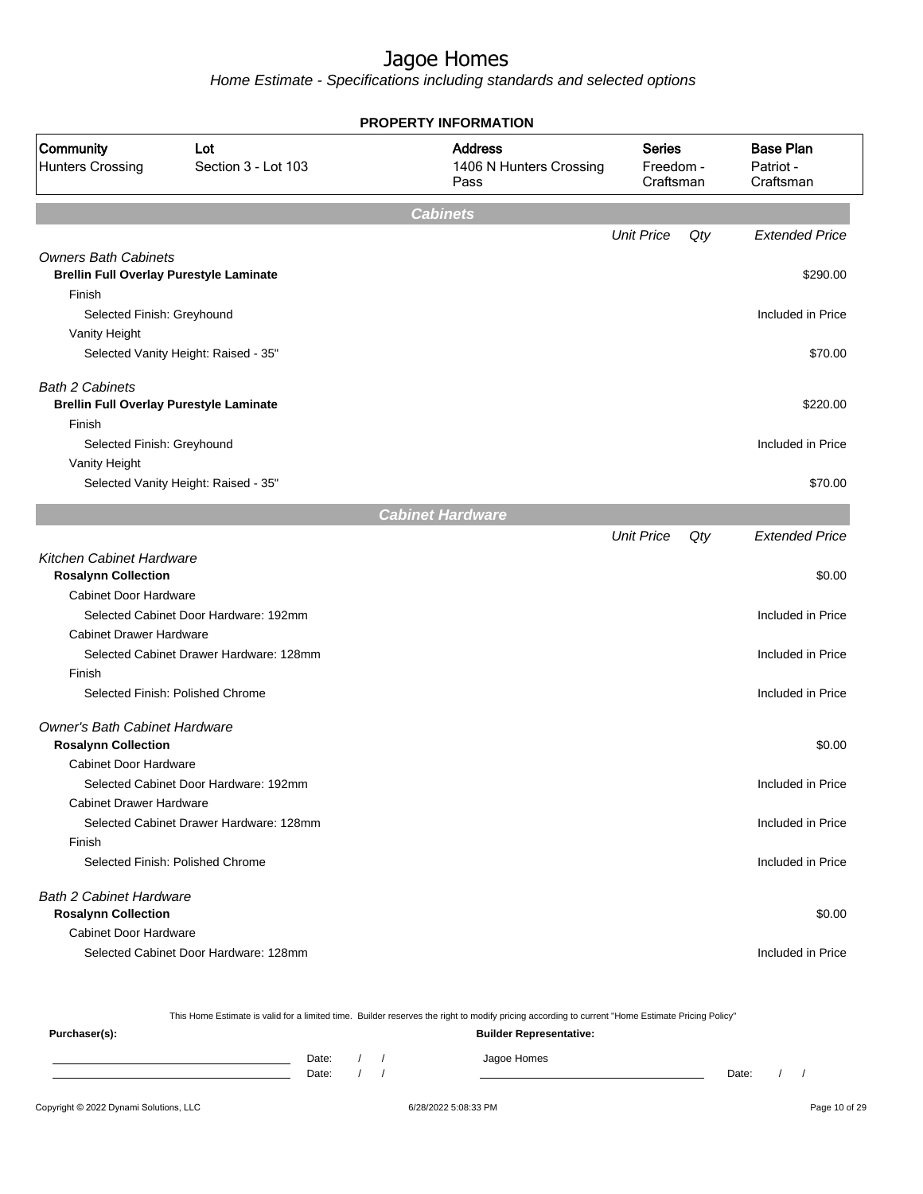# Jagoe Homes

*Home Estimate - Specifications including standards and selected options*

**PROPERTY INFORMATION**

| Community | Lot | Address | Series | Base Plan |
|---|---|---|---|---|
| Hunters Crossing | Section 3 - Lot 103 | 1406 N Hunters Crossing Pass | Freedom - Craftsman | Patriot - Craftsman |

## Cabinets

| | Unit Price | Qty | Extended Price |
|---|---|---|---|
| *Owners Bath Cabinets* | | | |
| **Brellin Full Overlay Purestyle Laminate** | | | $290.00 |
| Finish | | | |
| Selected Finish: Greyhound | | | Included in Price |
| Vanity Height | | | |
| Selected Vanity Height: Raised - 35" | | | $70.00 |
| *Bath 2 Cabinets* | | | |
| **Brellin Full Overlay Purestyle Laminate** | | | $220.00 |
| Finish | | | |
| Selected Finish: Greyhound | | | Included in Price |
| Vanity Height | | | |
| Selected Vanity Height: Raised - 35" | | | $70.00 |

## Cabinet Hardware

| | Unit Price | Qty | Extended Price |
|---|---|---|---|
| *Kitchen Cabinet Hardware* | | | |
| **Rosalynn Collection** | | | $0.00 |
| Cabinet Door Hardware | | | |
| Selected Cabinet Door Hardware: 192mm | | | Included in Price |
| Cabinet Drawer Hardware | | | |
| Selected Cabinet Drawer Hardware: 128mm | | | Included in Price |
| Finish | | | |
| Selected Finish: Polished Chrome | | | Included in Price |
| *Owner's Bath Cabinet Hardware* | | | |
| **Rosalynn Collection** | | | $0.00 |
| Cabinet Door Hardware | | | |
| Selected Cabinet Door Hardware: 192mm | | | Included in Price |
| Cabinet Drawer Hardware | | | |
| Selected Cabinet Drawer Hardware: 128mm | | | Included in Price |
| Finish | | | |
| Selected Finish: Polished Chrome | | | Included in Price |
| *Bath 2 Cabinet Hardware* | | | |
| **Rosalynn Collection** | | | $0.00 |
| Cabinet Door Hardware | | | |
| Selected Cabinet Door Hardware: 128mm | | | Included in Price |

This Home Estimate is valid for a limited time. Builder reserves the right to modify pricing according to current "Home Estimate Pricing Policy"

**Purchaser(s):**

Date: / /

Date: / /

**Builder Representative:**

Jagoe Homes

Date: / /

Copyright © 2022 Dynami Solutions, LLC 6/28/2022 5:08:33 PM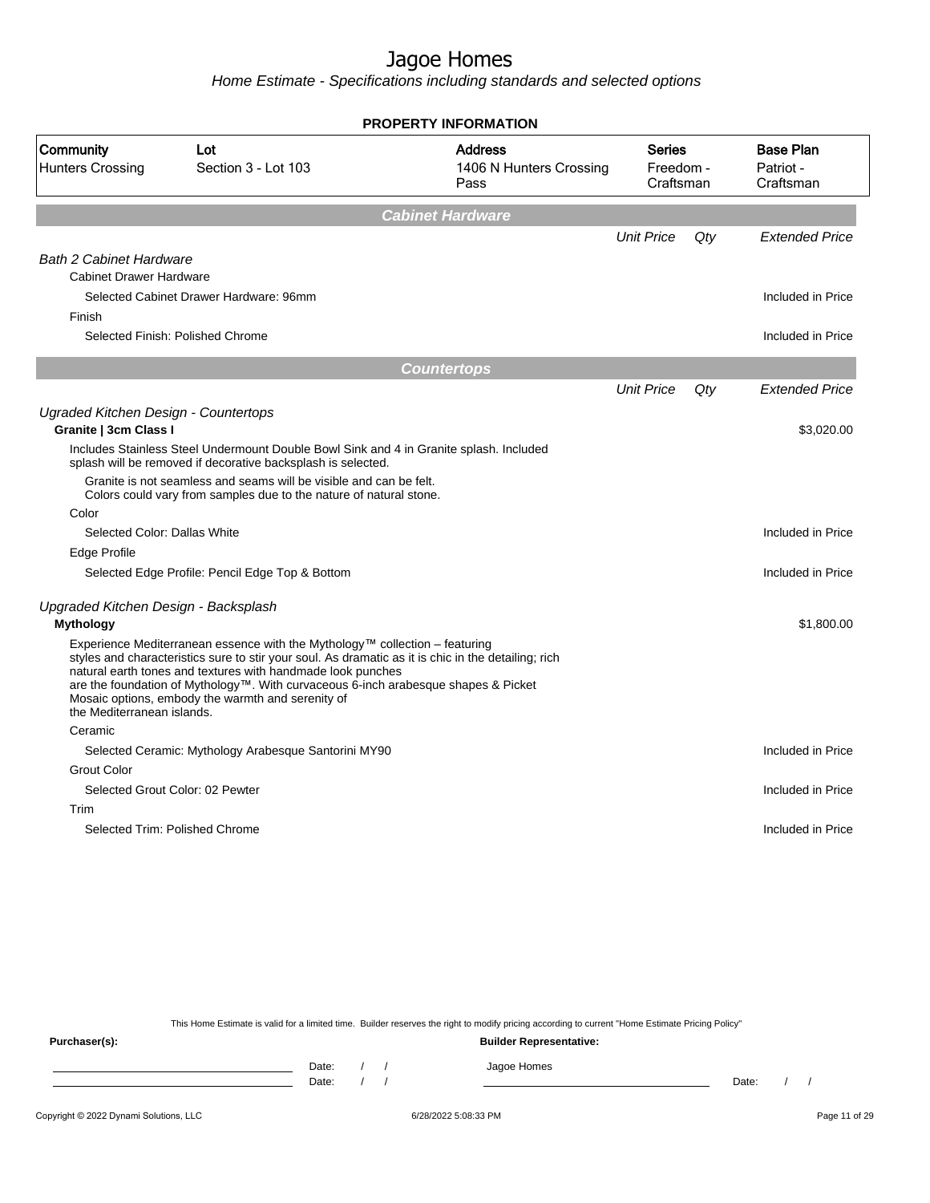# Jagoe Homes

*Home Estimate - Specifications including standards and selected options*

**PROPERTY INFORMATION**

| Community | Lot | Address | Series | Base Plan |
|---|---|---|---|---|
| Hunters Crossing | Section 3 - Lot 103 | 1406 N Hunters Crossing Pass | Freedom - Craftsman | Patriot - Craftsman |

## Cabinet Hardware

| | Unit Price | Qty | Extended Price |
|---|---|---|---|
| *Bath 2 Cabinet Hardware* | | | |
| Cabinet Drawer Hardware | | | |
| Selected Cabinet Drawer Hardware: 96mm | | | Included in Price |
| Finish | | | |
| Selected Finish: Polished Chrome | | | Included in Price |

## Countertops

| | Unit Price | Qty | Extended Price |
|---|---|---|---|
| *Ugraded Kitchen Design - Countertops* | | | |
| **Granite \| 3cm Class I** | | | $3,020.00 |
| Includes Stainless Steel Undermount Double Bowl Sink and 4 in Granite splash. Included splash will be removed if decorative backsplash is selected. | | | |
| Granite is not seamless and seams will be visible and can be felt. Colors could vary from samples due to the nature of natural stone. | | | |
| Color | | | |
| Selected Color: Dallas White | | | Included in Price |
| Edge Profile | | | |
| Selected Edge Profile: Pencil Edge Top & Bottom | | | Included in Price |
| *Upgraded Kitchen Design - Backsplash* | | | |
| **Mythology** | | | $1,800.00 |
| Experience Mediterranean essence with the Mythology™ collection – featuring styles and characteristics sure to stir your soul. As dramatic as it is chic in the detailing; rich natural earth tones and textures with handmade look punches are the foundation of Mythology™. With curvaceous 6-inch arabesque shapes & Picket Mosaic options, embody the warmth and serenity of the Mediterranean islands. | | | |
| Ceramic | | | |
| Selected Ceramic: Mythology Arabesque Santorini MY90 | | | Included in Price |
| Grout Color | | | |
| Selected Grout Color: 02 Pewter | | | Included in Price |
| Trim | | | |
| Selected Trim: Polished Chrome | | | Included in Price |

This Home Estimate is valid for a limited time. Builder reserves the right to modify pricing according to current "Home Estimate Pricing Policy"

**Purchaser(s):** **Builder Representative:**

Date: / / Jagoe Homes
Date: / / Date: / /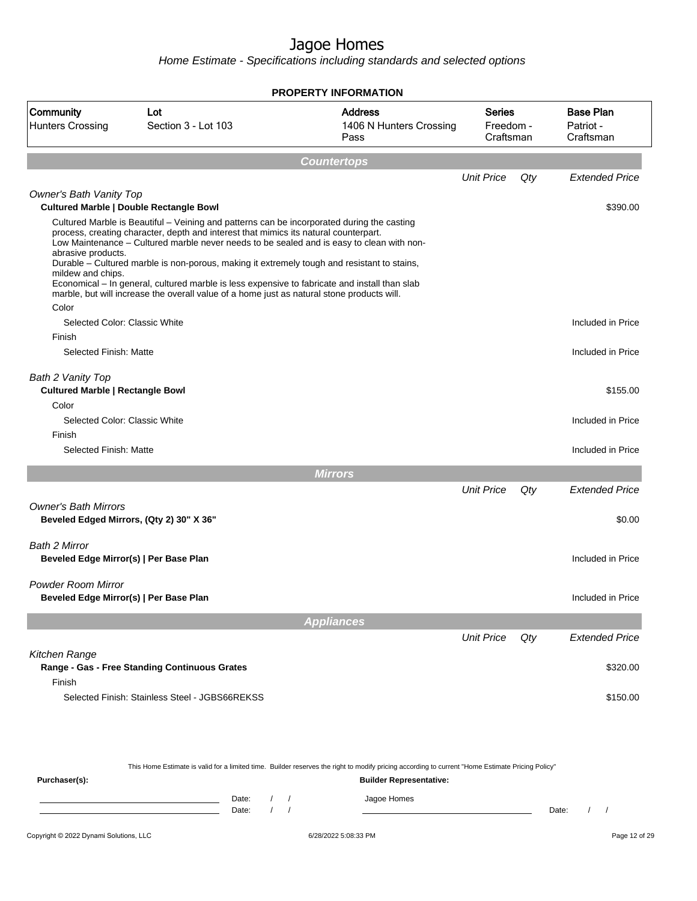# Jagoe Homes

*Home Estimate - Specifications including standards and selected options*

**PROPERTY INFORMATION**

| Community | Lot | Address | Series | Base Plan |
|---|---|---|---|---|
| Hunters Crossing | Section 3 - Lot 103 | 1406 N Hunters Crossing Pass | Freedom - Craftsman | Patriot - Craftsman |

## Countertops

| | Unit Price | Qty | Extended Price |
|---|---|---|---|
| *Owner's Bath Vanity Top* | | | |
| **Cultured Marble \| Double Rectangle Bowl** | | | $390.00 |
| Cultured Marble is Beautiful – Veining and patterns can be incorporated during the casting process, creating character, depth and interest that mimics its natural counterpart. Low Maintenance – Cultured marble never needs to be sealed and is easy to clean with non-abrasive products. Durable – Cultured marble is non-porous, making it extremely tough and resistant to stains, mildew and chips. Economical – In general, cultured marble is less expensive to fabricate and install than slab marble, but will increase the overall value of a home just as natural stone products will. | | | |
| Color | | | |
| Selected Color: Classic White | | | Included in Price |
| Finish | | | |
| Selected Finish: Matte | | | Included in Price |
| *Bath 2 Vanity Top* | | | |
| **Cultured Marble \| Rectangle Bowl** | | | $155.00 |
| Color | | | |
| Selected Color: Classic White | | | Included in Price |
| Finish | | | |
| Selected Finish: Matte | | | Included in Price |

## Mirrors

| | Unit Price | Qty | Extended Price |
|---|---|---|---|
| *Owner's Bath Mirrors* | | | |
| **Beveled Edged Mirrors, (Qty 2) 30" X 36"** | | | $0.00 |
| *Bath 2 Mirror* | | | |
| **Beveled Edge Mirror(s) \| Per Base Plan** | | | Included in Price |
| *Powder Room Mirror* | | | |
| **Beveled Edge Mirror(s) \| Per Base Plan** | | | Included in Price |

## Appliances

| | Unit Price | Qty | Extended Price |
|---|---|---|---|
| *Kitchen Range* | | | |
| **Range - Gas - Free Standing Continuous Grates** | | | $320.00 |
| Finish | | | |
| Selected Finish: Stainless Steel - JGBS66REKSS | | | $150.00 |

This Home Estimate is valid for a limited time. Builder reserves the right to modify pricing according to current "Home Estimate Pricing Policy"

**Purchaser(s):**

Date: / /

Date: / /

**Builder Representative:**

Jagoe Homes

Date: / /

Copyright © 2022 Dynami Solutions, LLC — 6/28/2022 5:08:33 PM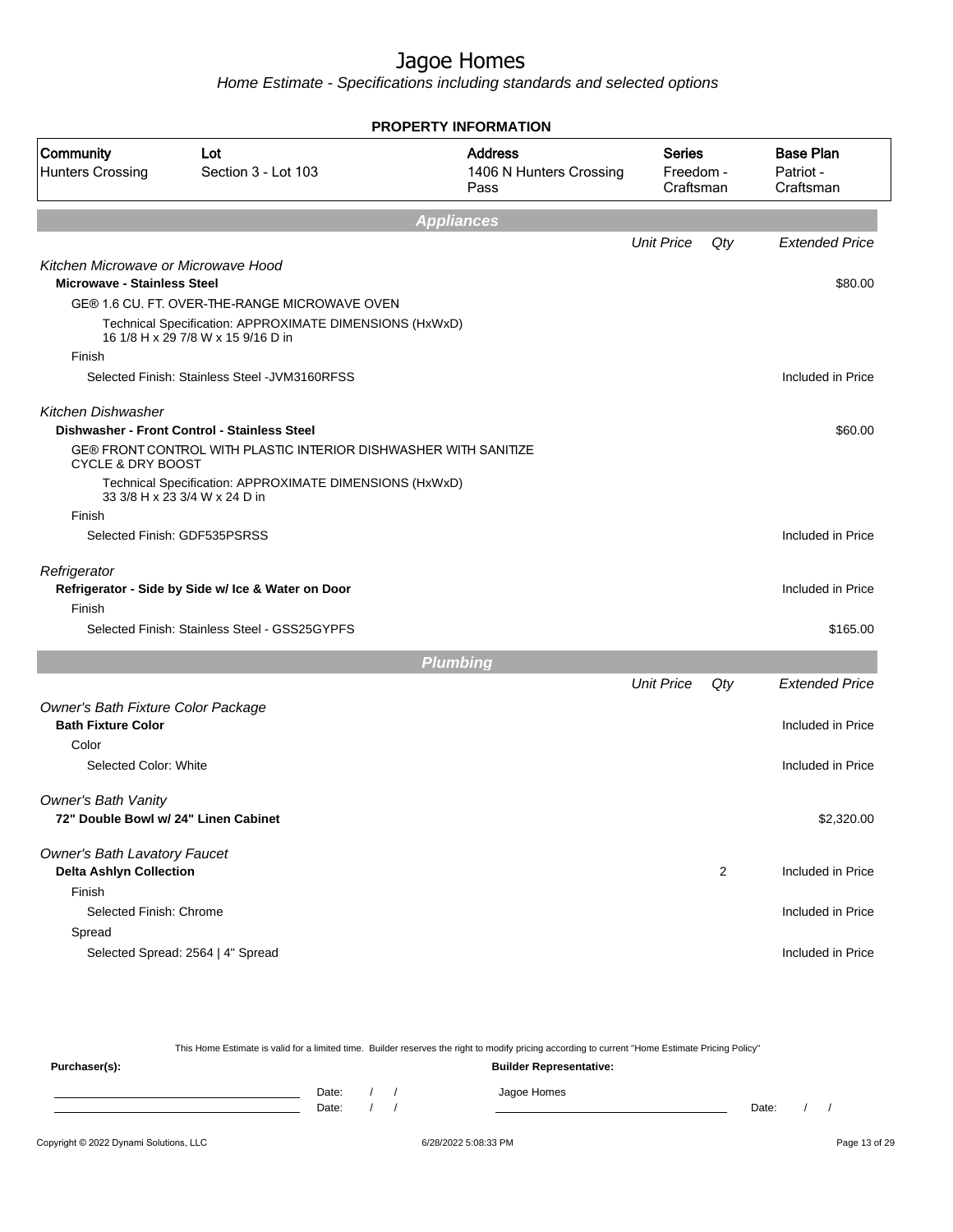# Jagoe Homes

*Home Estimate - Specifications including standards and selected options*

**PROPERTY INFORMATION**

| Community | Lot | Address | Series | Base Plan |
|---|---|---|---|---|
| Hunters Crossing | Section 3 - Lot 103 | 1406 N Hunters Crossing Pass | Freedom - Craftsman | Patriot - Craftsman |

## Appliances

| | Unit Price | Qty | Extended Price |
|---|---|---|---|
| *Kitchen Microwave or Microwave Hood* | | | |
| **Microwave - Stainless Steel** | | | $80.00 |
| GE® 1.6 CU. FT. OVER-THE-RANGE MICROWAVE OVEN | | | |
| Technical Specification: APPROXIMATE DIMENSIONS (HxWxD) 16 1/8 H x 29 7/8 W x 15 9/16 D in | | | |
| Finish | | | |
| Selected Finish: Stainless Steel -JVM3160RFSS | | | Included in Price |
| *Kitchen Dishwasher* | | | |
| **Dishwasher - Front Control - Stainless Steel** | | | $60.00 |
| GE® FRONT CONTROL WITH PLASTIC INTERIOR DISHWASHER WITH SANITIZE CYCLE & DRY BOOST | | | |
| Technical Specification: APPROXIMATE DIMENSIONS (HxWxD) 33 3/8 H x 23 3/4 W x 24 D in | | | |
| Finish | | | |
| Selected Finish: GDF535PSRSS | | | Included in Price |
| *Refrigerator* | | | |
| **Refrigerator - Side by Side w/ Ice & Water on Door** | | | Included in Price |
| Finish | | | |
| Selected Finish: Stainless Steel - GSS25GYPFS | | | $165.00 |

## Plumbing

| | Unit Price | Qty | Extended Price |
|---|---|---|---|
| *Owner's Bath Fixture Color Package* | | | |
| **Bath Fixture Color** | | | Included in Price |
| Color | | | |
| Selected Color: White | | | Included in Price |
| *Owner's Bath Vanity* | | | |
| **72" Double Bowl w/ 24" Linen Cabinet** | | | $2,320.00 |
| *Owner's Bath Lavatory Faucet* | | | |
| **Delta Ashlyn Collection** | | 2 | Included in Price |
| Finish | | | |
| Selected Finish: Chrome | | | Included in Price |
| Spread | | | |
| Selected Spread: 2564 \| 4" Spread | | | Included in Price |

This Home Estimate is valid for a limited time. Builder reserves the right to modify pricing according to current "Home Estimate Pricing Policy"

**Purchaser(s):** Date: / / Date: / /

**Builder Representative:** Jagoe Homes Date: / /

Copyright © 2022 Dynami Solutions, LLC — 6/28/2022 5:08:33 PM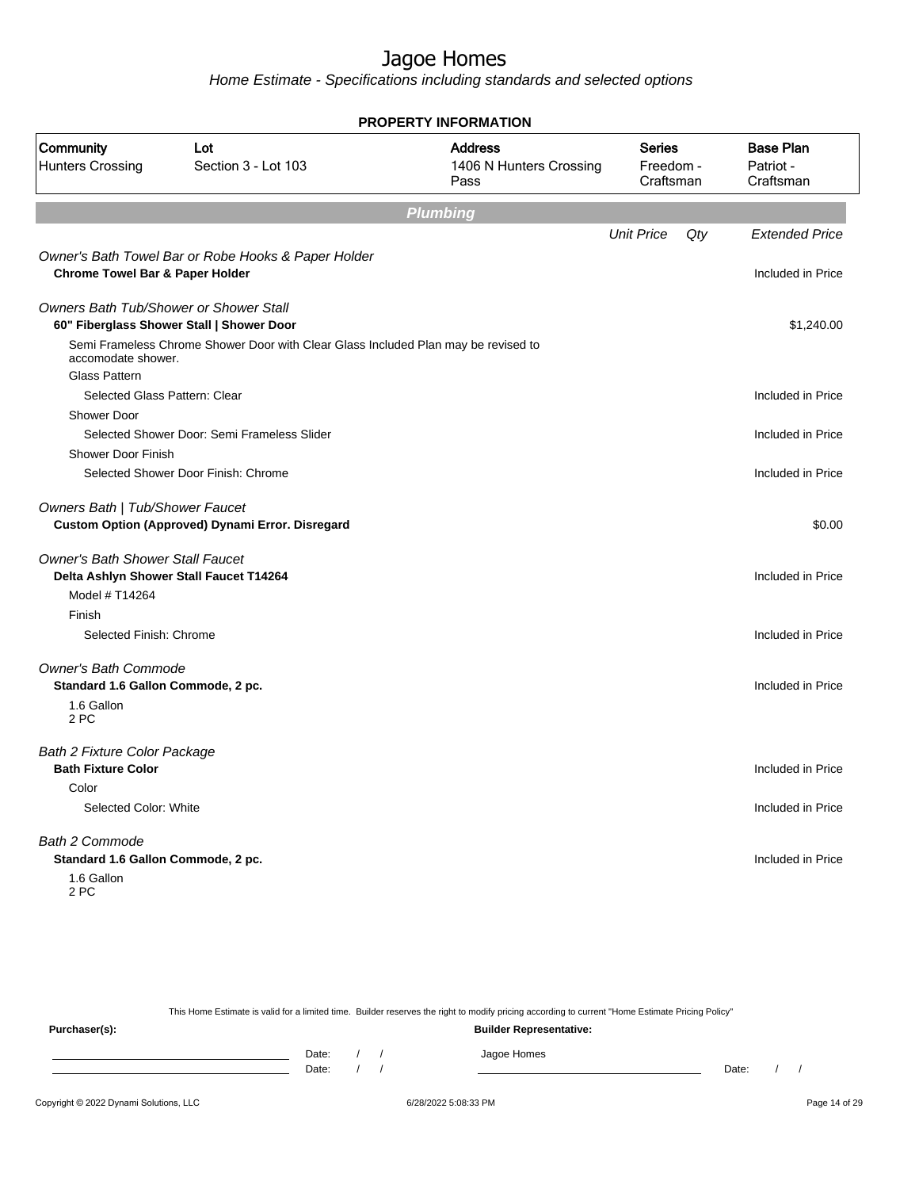# Jagoe Homes

*Home Estimate - Specifications including standards and selected options*

**PROPERTY INFORMATION**

| Community | Lot | Address | Series | Base Plan |
|---|---|---|---|---|
| Hunters Crossing | Section 3 - Lot 103 | 1406 N Hunters Crossing Pass | Freedom - Craftsman | Patriot - Craftsman |

## Plumbing

| | Unit Price | Qty | Extended Price |
|---|---|---|---|
| *Owner's Bath Towel Bar or Robe Hooks & Paper Holder* | | | |
| **Chrome Towel Bar & Paper Holder** | | | Included in Price |
| *Owners Bath Tub/Shower or Shower Stall* | | | |
| **60" Fiberglass Shower Stall \| Shower Door** | | | $1,240.00 |
| Semi Frameless Chrome Shower Door with Clear Glass Included Plan may be revised to accomodate shower. | | | |
| Glass Pattern | | | |
| Selected Glass Pattern: Clear | | | Included in Price |
| Shower Door | | | |
| Selected Shower Door: Semi Frameless Slider | | | Included in Price |
| Shower Door Finish | | | |
| Selected Shower Door Finish: Chrome | | | Included in Price |
| *Owners Bath \| Tub/Shower Faucet* | | | |
| **Custom Option (Approved) Dynami Error. Disregard** | | | $0.00 |
| *Owner's Bath Shower Stall Faucet* | | | |
| **Delta Ashlyn Shower Stall Faucet T14264** | | | Included in Price |
| Model # T14264 | | | |
| Finish | | | |
| Selected Finish: Chrome | | | Included in Price |
| *Owner's Bath Commode* | | | |
| **Standard 1.6 Gallon Commode, 2 pc.** | | | Included in Price |
| 1.6 Gallon 2 PC | | | |
| *Bath 2 Fixture Color Package* | | | |
| **Bath Fixture Color** | | | Included in Price |
| Color | | | |
| Selected Color: White | | | Included in Price |
| *Bath 2 Commode* | | | |
| **Standard 1.6 Gallon Commode, 2 pc.** | | | Included in Price |
| 1.6 Gallon 2 PC | | | |

This Home Estimate is valid for a limited time. Builder reserves the right to modify pricing according to current "Home Estimate Pricing Policy"

**Purchaser(s):** **Builder Representative:**

Date: / / Jagoe Homes
Date: / / Date: / /

Copyright © 2022 Dynami Solutions, LLC 6/28/2022 5:08:33 PM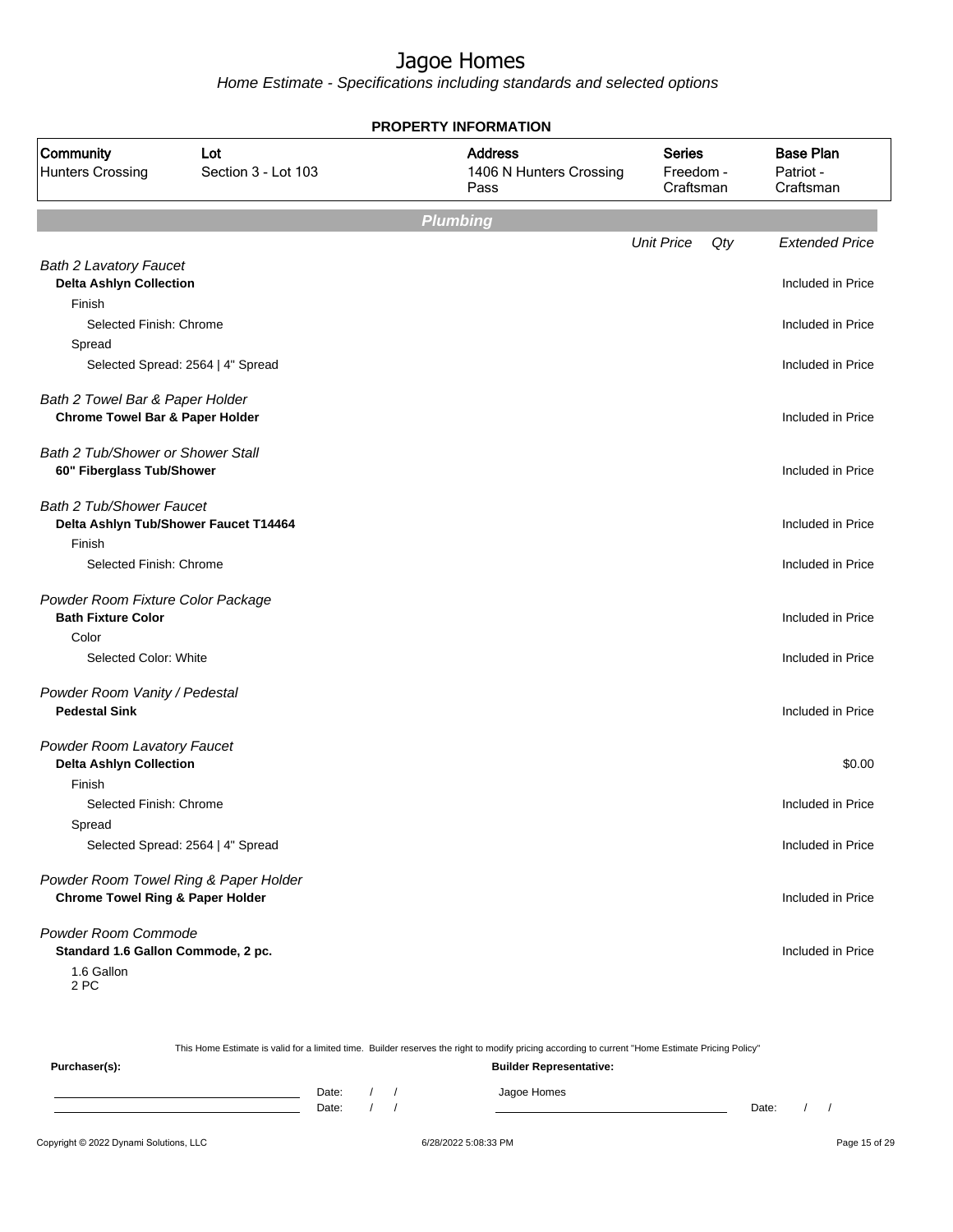# Jagoe Homes

*Home Estimate - Specifications including standards and selected options*

**PROPERTY INFORMATION**

| Community | Lot | Address | Series | Base Plan |
|---|---|---|---|---|
| Hunters Crossing | Section 3 - Lot 103 | 1406 N Hunters Crossing Pass | Freedom - Craftsman | Patriot - Craftsman |

## Plumbing

| | Unit Price | Qty | Extended Price |
|---|---|---|---|
| *Bath 2 Lavatory Faucet* | | | |
| **Delta Ashlyn Collection** | | | Included in Price |
| Finish | | | |
| Selected Finish: Chrome | | | Included in Price |
| Spread | | | |
| Selected Spread: 2564 \| 4" Spread | | | Included in Price |
| *Bath 2 Towel Bar & Paper Holder* | | | |
| **Chrome Towel Bar & Paper Holder** | | | Included in Price |
| *Bath 2 Tub/Shower or Shower Stall* | | | |
| **60" Fiberglass Tub/Shower** | | | Included in Price |
| *Bath 2 Tub/Shower Faucet* | | | |
| **Delta Ashlyn Tub/Shower Faucet T14464** | | | Included in Price |
| Finish | | | |
| Selected Finish: Chrome | | | Included in Price |
| *Powder Room Fixture Color Package* | | | |
| **Bath Fixture Color** | | | Included in Price |
| Color | | | |
| Selected Color: White | | | Included in Price |
| *Powder Room Vanity / Pedestal* | | | |
| **Pedestal Sink** | | | Included in Price |
| *Powder Room Lavatory Faucet* | | | |
| **Delta Ashlyn Collection** | | | $0.00 |
| Finish | | | |
| Selected Finish: Chrome | | | Included in Price |
| Spread | | | |
| Selected Spread: 2564 \| 4" Spread | | | Included in Price |
| *Powder Room Towel Ring & Paper Holder* | | | |
| **Chrome Towel Ring & Paper Holder** | | | Included in Price |
| *Powder Room Commode* | | | |
| **Standard 1.6 Gallon Commode, 2 pc.** | | | Included in Price |
| 1.6 Gallon<br>2 PC | | | |

This Home Estimate is valid for a limited time. Builder reserves the right to modify pricing according to current "Home Estimate Pricing Policy"

**Purchaser(s):**

Date: / /

Date: / /

**Builder Representative:**

Jagoe Homes

Date: / /

Copyright © 2022 Dynami Solutions, LLC 6/28/2022 5:08:33 PM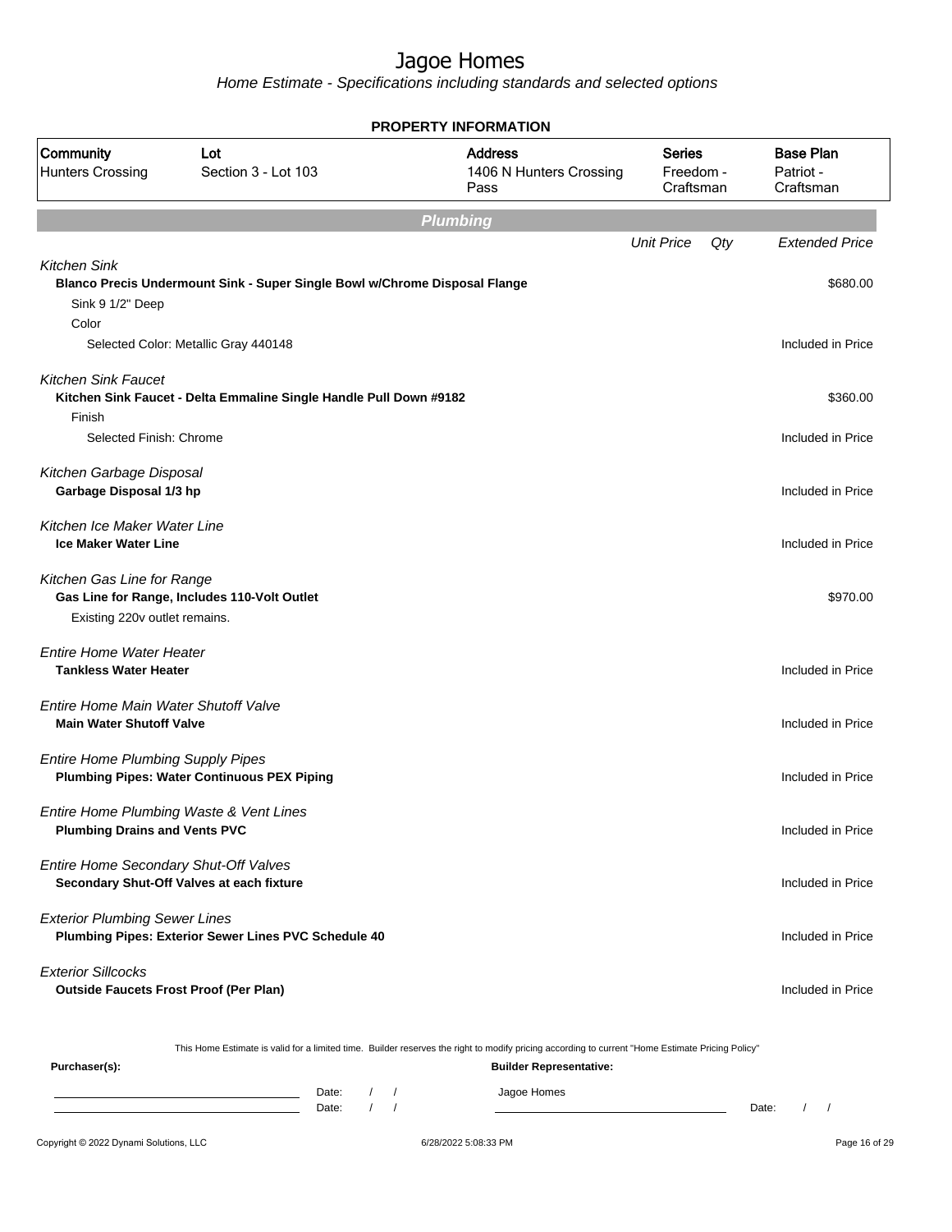# Jagoe Homes

*Home Estimate - Specifications including standards and selected options*

## PROPERTY INFORMATION

| Community | Lot | Address | Series | Base Plan |
|---|---|---|---|---|
| Hunters Crossing | Section 3 - Lot 103 | 1406 N Hunters Crossing Pass | Freedom - Craftsman | Patriot - Craftsman |

## Plumbing

| | Unit Price | Qty | Extended Price |
|---|---|---|---|
| *Kitchen Sink* | | | |
| **Blanco Precis Undermount Sink - Super Single Bowl w/Chrome Disposal Flange** | | | $680.00 |
| Sink 9 1/2" Deep | | | |
| Color | | | |
| Selected Color: Metallic Gray 440148 | | | Included in Price |
| *Kitchen Sink Faucet* | | | |
| **Kitchen Sink Faucet - Delta Emmaline Single Handle Pull Down #9182** | | | $360.00 |
| Finish | | | |
| Selected Finish: Chrome | | | Included in Price |
| *Kitchen Garbage Disposal* | | | |
| **Garbage Disposal 1/3 hp** | | | Included in Price |
| *Kitchen Ice Maker Water Line* | | | |
| **Ice Maker Water Line** | | | Included in Price |
| *Kitchen Gas Line for Range* | | | |
| **Gas Line for Range, Includes 110-Volt Outlet** | | | $970.00 |
| Existing 220v outlet remains. | | | |
| *Entire Home Water Heater* | | | |
| **Tankless Water Heater** | | | Included in Price |
| *Entire Home Main Water Shutoff Valve* | | | |
| **Main Water Shutoff Valve** | | | Included in Price |
| *Entire Home Plumbing Supply Pipes* | | | |
| **Plumbing Pipes: Water Continuous PEX Piping** | | | Included in Price |
| *Entire Home Plumbing Waste & Vent Lines* | | | |
| **Plumbing Drains and Vents PVC** | | | Included in Price |
| *Entire Home Secondary Shut-Off Valves* | | | |
| **Secondary Shut-Off Valves at each fixture** | | | Included in Price |
| *Exterior Plumbing Sewer Lines* | | | |
| **Plumbing Pipes: Exterior Sewer Lines PVC Schedule 40** | | | Included in Price |
| *Exterior Sillcocks* | | | |
| **Outside Faucets Frost Proof (Per Plan)** | | | Included in Price |

This Home Estimate is valid for a limited time. Builder reserves the right to modify pricing according to current "Home Estimate Pricing Policy"

**Purchaser(s):**

Date: / /

Date: / /

**Builder Representative:**

Jagoe Homes

Date: / /

Copyright © 2022 Dynami Solutions, LLC — 6/28/2022 5:08:33 PM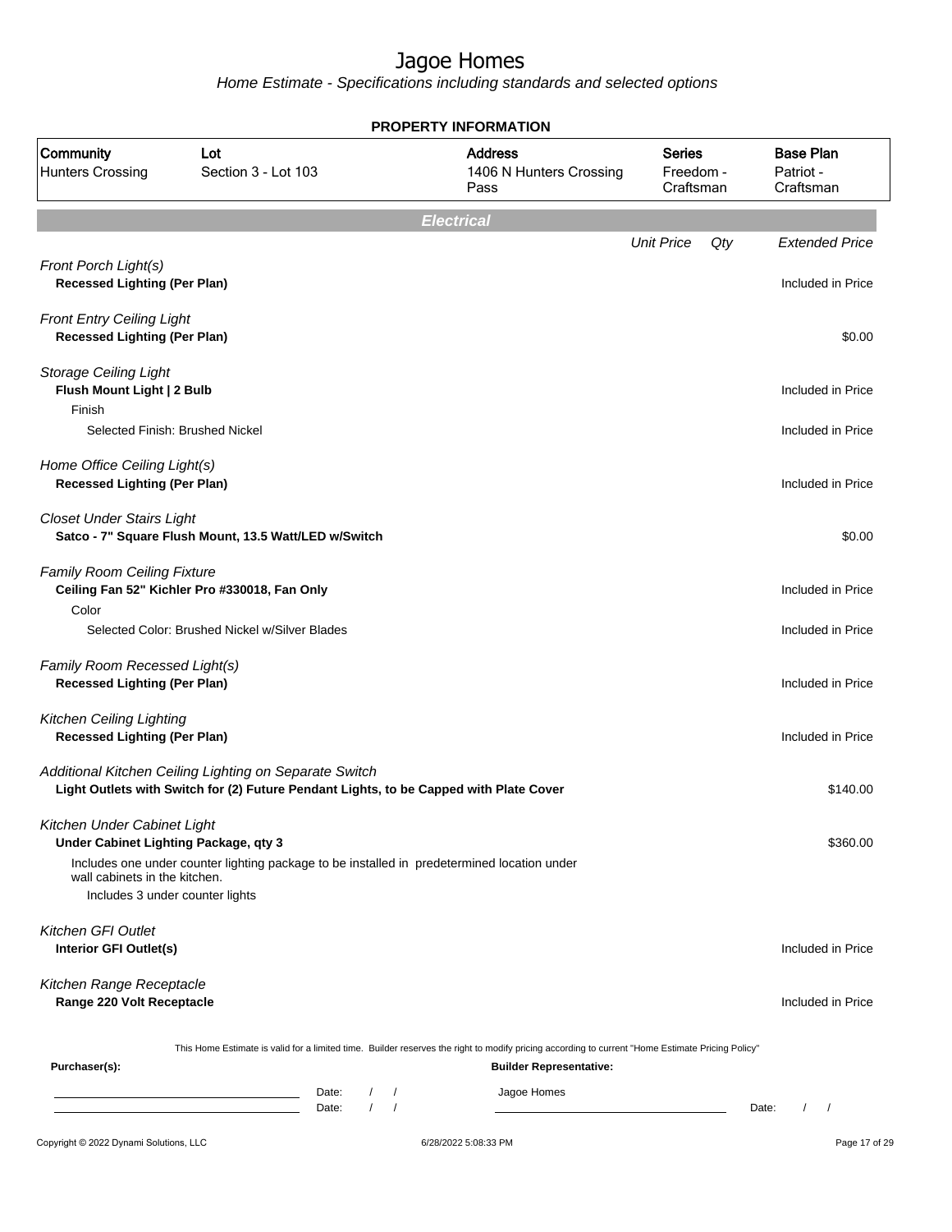# Jagoe Homes

*Home Estimate - Specifications including standards and selected options*

**PROPERTY INFORMATION**

| Community | Lot | Address | Series | Base Plan |
|---|---|---|---|---|
| Hunters Crossing | Section 3 - Lot 103 | 1406 N Hunters Crossing Pass | Freedom - Craftsman | Patriot - Craftsman |

## Electrical

| | Unit Price | Qty | Extended Price |
|---|---|---|---|
| *Front Porch Light(s)* | | | |
| **Recessed Lighting (Per Plan)** | | | Included in Price |
| *Front Entry Ceiling Light* | | | |
| **Recessed Lighting (Per Plan)** | | | $0.00 |
| *Storage Ceiling Light* | | | |
| **Flush Mount Light \| 2 Bulb** | | | Included in Price |
| Finish | | | |
| Selected Finish: Brushed Nickel | | | Included in Price |
| *Home Office Ceiling Light(s)* | | | |
| **Recessed Lighting (Per Plan)** | | | Included in Price |
| *Closet Under Stairs Light* | | | |
| **Satco - 7" Square Flush Mount, 13.5 Watt/LED w/Switch** | | | $0.00 |
| *Family Room Ceiling Fixture* | | | |
| **Ceiling Fan 52" Kichler Pro #330018, Fan Only** | | | Included in Price |
| Color | | | |
| Selected Color: Brushed Nickel w/Silver Blades | | | Included in Price |
| *Family Room Recessed Light(s)* | | | |
| **Recessed Lighting (Per Plan)** | | | Included in Price |
| *Kitchen Ceiling Lighting* | | | |
| **Recessed Lighting (Per Plan)** | | | Included in Price |
| *Additional Kitchen Ceiling Lighting on Separate Switch* | | | |
| **Light Outlets with Switch for (2) Future Pendant Lights, to be Capped with Plate Cover** | | | $140.00 |
| *Kitchen Under Cabinet Light* | | | |
| **Under Cabinet Lighting Package, qty 3** | | | $360.00 |
| Includes one under counter lighting package to be installed in predetermined location under wall cabinets in the kitchen. Includes 3 under counter lights | | | |
| *Kitchen GFI Outlet* | | | |
| **Interior GFI Outlet(s)** | | | Included in Price |
| *Kitchen Range Receptacle* | | | |
| **Range 220 Volt Receptacle** | | | Included in Price |

This Home Estimate is valid for a limited time. Builder reserves the right to modify pricing according to current "Home Estimate Pricing Policy"

**Purchaser(s):**

Date: / /

Date: / /

**Builder Representative:**

Jagoe Homes

Date: / /

Copyright © 2022 Dynami Solutions, LLC 6/28/2022 5:08:33 PM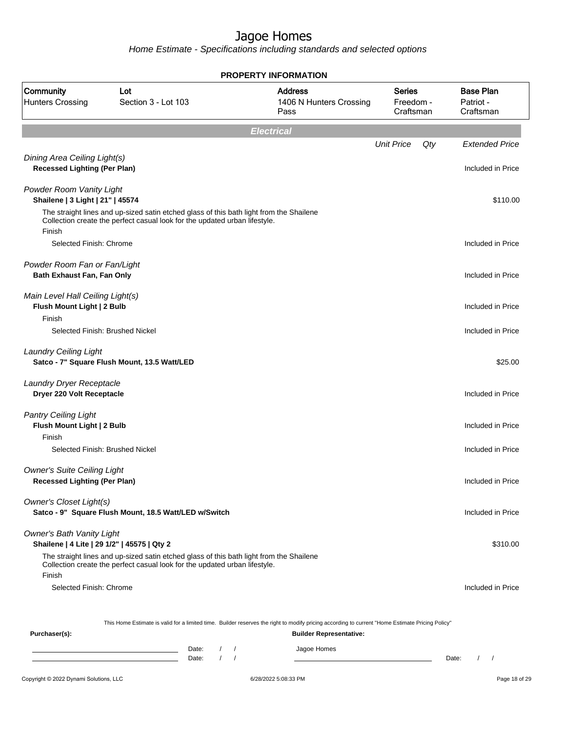# Jagoe Homes

*Home Estimate - Specifications including standards and selected options*

**PROPERTY INFORMATION**

| Community | Lot | Address | Series | Base Plan |
|---|---|---|---|---|
| Hunters Crossing | Section 3 - Lot 103 | 1406 N Hunters Crossing Pass | Freedom - Craftsman | Patriot - Craftsman |

## Electrical

| | Unit Price | Qty | Extended Price |
|---|---|---|---|
| *Dining Area Ceiling Light(s)* | | | |
| **Recessed Lighting (Per Plan)** | | | Included in Price |
| *Powder Room Vanity Light* | | | |
| **Shailene \| 3 Light \| 21" \| 45574** | | | $110.00 |
| The straight lines and up-sized satin etched glass of this bath light from the Shailene Collection create the perfect casual look for the updated urban lifestyle. | | | |
| Finish | | | |
| Selected Finish: Chrome | | | Included in Price |
| *Powder Room Fan or Fan/Light* | | | |
| **Bath Exhaust Fan, Fan Only** | | | Included in Price |
| *Main Level Hall Ceiling Light(s)* | | | |
| **Flush Mount Light \| 2 Bulb** | | | Included in Price |
| Finish | | | |
| Selected Finish: Brushed Nickel | | | Included in Price |
| *Laundry Ceiling Light* | | | |
| **Satco - 7" Square Flush Mount, 13.5 Watt/LED** | | | $25.00 |
| *Laundry Dryer Receptacle* | | | |
| **Dryer 220 Volt Receptacle** | | | Included in Price |
| *Pantry Ceiling Light* | | | |
| **Flush Mount Light \| 2 Bulb** | | | Included in Price |
| Finish | | | |
| Selected Finish: Brushed Nickel | | | Included in Price |
| *Owner's Suite Ceiling Light* | | | |
| **Recessed Lighting (Per Plan)** | | | Included in Price |
| *Owner's Closet Light(s)* | | | |
| **Satco - 9" Square Flush Mount, 18.5 Watt/LED w/Switch** | | | Included in Price |
| *Owner's Bath Vanity Light* | | | |
| **Shailene \| 4 Lite \| 29 1/2" \| 45575 \| Qty 2** | | | $310.00 |
| The straight lines and up-sized satin etched glass of this bath light from the Shailene Collection create the perfect casual look for the updated urban lifestyle. | | | |
| Finish | | | |
| Selected Finish: Chrome | | | Included in Price |

This Home Estimate is valid for a limited time. Builder reserves the right to modify pricing according to current "Home Estimate Pricing Policy"

**Purchaser(s):** Date: / / Date: / /

**Builder Representative:** Jagoe Homes Date: / /

Copyright © 2022 Dynami Solutions, LLC 6/28/2022 5:08:33 PM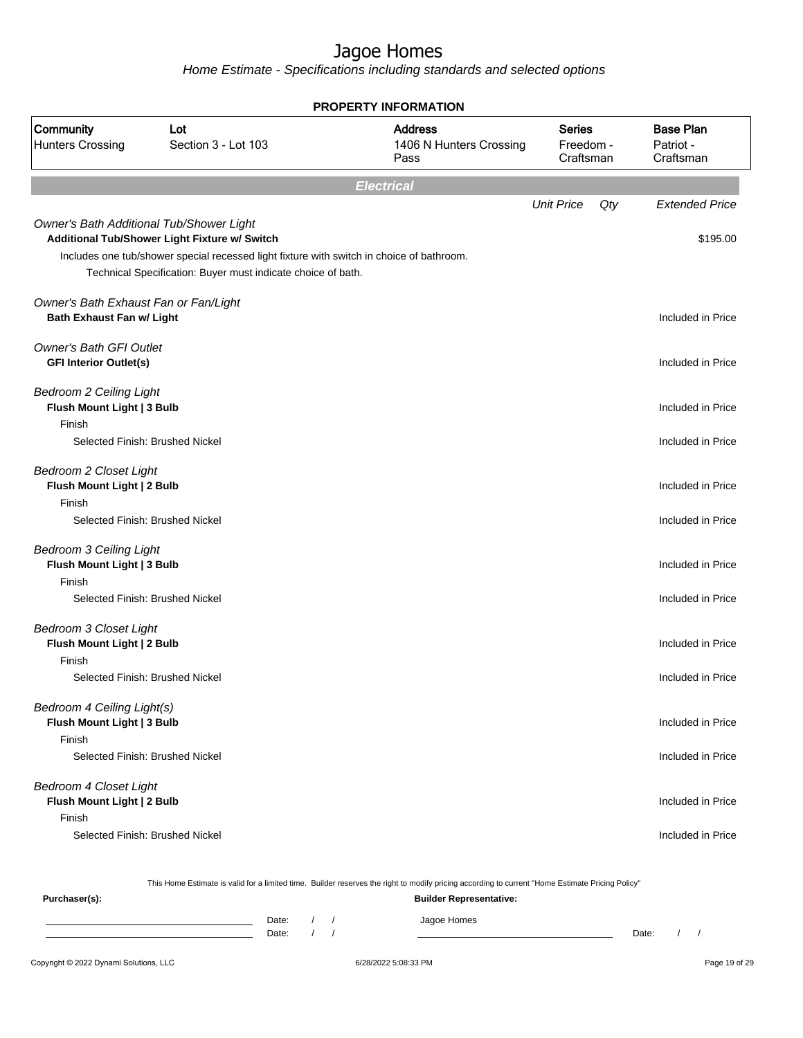# Jagoe Homes

*Home Estimate - Specifications including standards and selected options*

## PROPERTY INFORMATION

| Community | Lot | Address | Series | Base Plan |
|---|---|---|---|---|
| Hunters Crossing | Section 3 - Lot 103 | 1406 N Hunters Crossing Pass | Freedom - Craftsman | Patriot - Craftsman |

## Electrical

| | Unit Price | Qty | Extended Price |
|---|---|---|---|
| *Owner's Bath Additional Tub/Shower Light* | | | |
| **Additional Tub/Shower Light Fixture w/ Switch** | | | $195.00 |
| Includes one tub/shower special recessed light fixture with switch in choice of bathroom. | | | |
| Technical Specification: Buyer must indicate choice of bath. | | | |
| *Owner's Bath Exhaust Fan or Fan/Light* | | | |
| **Bath Exhaust Fan w/ Light** | | | Included in Price |
| *Owner's Bath GFI Outlet* | | | |
| **GFI Interior Outlet(s)** | | | Included in Price |
| *Bedroom 2 Ceiling Light* | | | |
| **Flush Mount Light \| 3 Bulb** | | | Included in Price |
| Finish | | | |
| Selected Finish: Brushed Nickel | | | Included in Price |
| *Bedroom 2 Closet Light* | | | |
| **Flush Mount Light \| 2 Bulb** | | | Included in Price |
| Finish | | | |
| Selected Finish: Brushed Nickel | | | Included in Price |
| *Bedroom 3 Ceiling Light* | | | |
| **Flush Mount Light \| 3 Bulb** | | | Included in Price |
| Finish | | | |
| Selected Finish: Brushed Nickel | | | Included in Price |
| *Bedroom 3 Closet Light* | | | |
| **Flush Mount Light \| 2 Bulb** | | | Included in Price |
| Finish | | | |
| Selected Finish: Brushed Nickel | | | Included in Price |
| *Bedroom 4 Ceiling Light(s)* | | | |
| **Flush Mount Light \| 3 Bulb** | | | Included in Price |
| Finish | | | |
| Selected Finish: Brushed Nickel | | | Included in Price |
| *Bedroom 4 Closet Light* | | | |
| **Flush Mount Light \| 2 Bulb** | | | Included in Price |
| Finish | | | |
| Selected Finish: Brushed Nickel | | | Included in Price |

This Home Estimate is valid for a limited time. Builder reserves the right to modify pricing according to current "Home Estimate Pricing Policy"

**Purchaser(s):**

Date: / /
Date: / /

**Builder Representative:**

Jagoe Homes

Date: / /

Copyright © 2022 Dynami Solutions, LLC — 6/28/2022 5:08:33 PM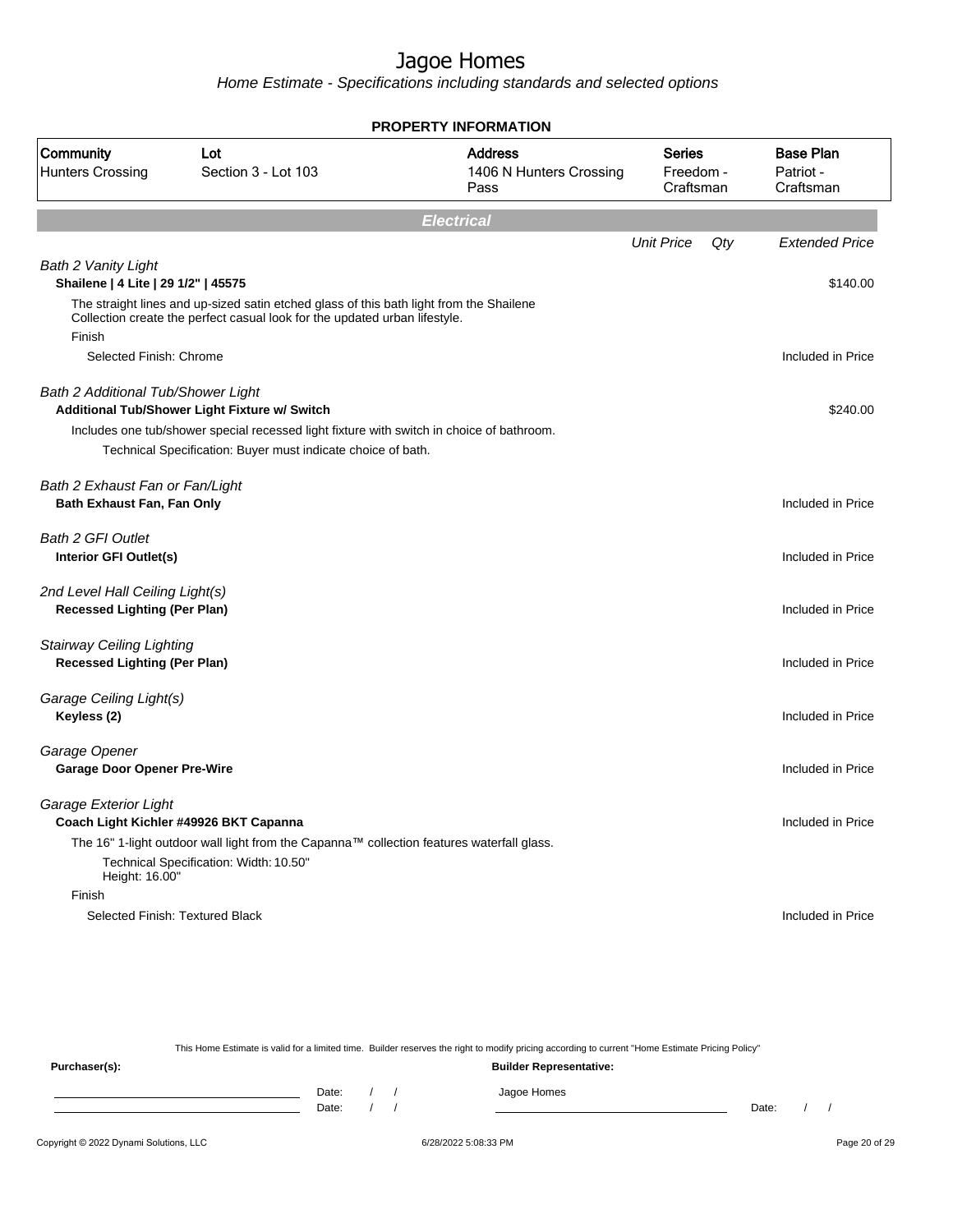# Jagoe Homes

*Home Estimate - Specifications including standards and selected options*

**PROPERTY INFORMATION**

| Community | Lot | Address | Series | Base Plan |
|---|---|---|---|---|
| Hunters Crossing | Section 3 - Lot 103 | 1406 N Hunters Crossing Pass | Freedom - Craftsman | Patriot - Craftsman |

## Electrical

| | Unit Price | Qty | Extended Price |
|---|---|---|---|
| *Bath 2 Vanity Light* | | | |
| **Shailene \| 4 Lite \| 29 1/2" \| 45575** | | | $140.00 |
| The straight lines and up-sized satin etched glass of this bath light from the Shailene Collection create the perfect casual look for the updated urban lifestyle. | | | |
| Finish | | | |
| Selected Finish: Chrome | | | Included in Price |
| *Bath 2 Additional Tub/Shower Light* | | | |
| **Additional Tub/Shower Light Fixture w/ Switch** | | | $240.00 |
| Includes one tub/shower special recessed light fixture with switch in choice of bathroom. | | | |
| Technical Specification: Buyer must indicate choice of bath. | | | |
| *Bath 2 Exhaust Fan or Fan/Light* | | | |
| **Bath Exhaust Fan, Fan Only** | | | Included in Price |
| *Bath 2 GFI Outlet* | | | |
| **Interior GFI Outlet(s)** | | | Included in Price |
| *2nd Level Hall Ceiling Light(s)* | | | |
| **Recessed Lighting (Per Plan)** | | | Included in Price |
| *Stairway Ceiling Lighting* | | | |
| **Recessed Lighting (Per Plan)** | | | Included in Price |
| *Garage Ceiling Light(s)* | | | |
| **Keyless (2)** | | | Included in Price |
| *Garage Opener* | | | |
| **Garage Door Opener Pre-Wire** | | | Included in Price |
| *Garage Exterior Light* | | | |
| **Coach Light Kichler #49926 BKT Capanna** | | | Included in Price |
| The 16" 1-light outdoor wall light from the Capanna™ collection features waterfall glass. | | | |
| Technical Specification: Width: 10.50" Height: 16.00" | | | |
| Finish | | | |
| Selected Finish: Textured Black | | | Included in Price |

This Home Estimate is valid for a limited time. Builder reserves the right to modify pricing according to current "Home Estimate Pricing Policy"

**Purchaser(s):** Date: / / Date: / /

**Builder Representative:** Jagoe Homes Date: / /

Copyright © 2022 Dynami Solutions, LLC 6/28/2022 5:08:33 PM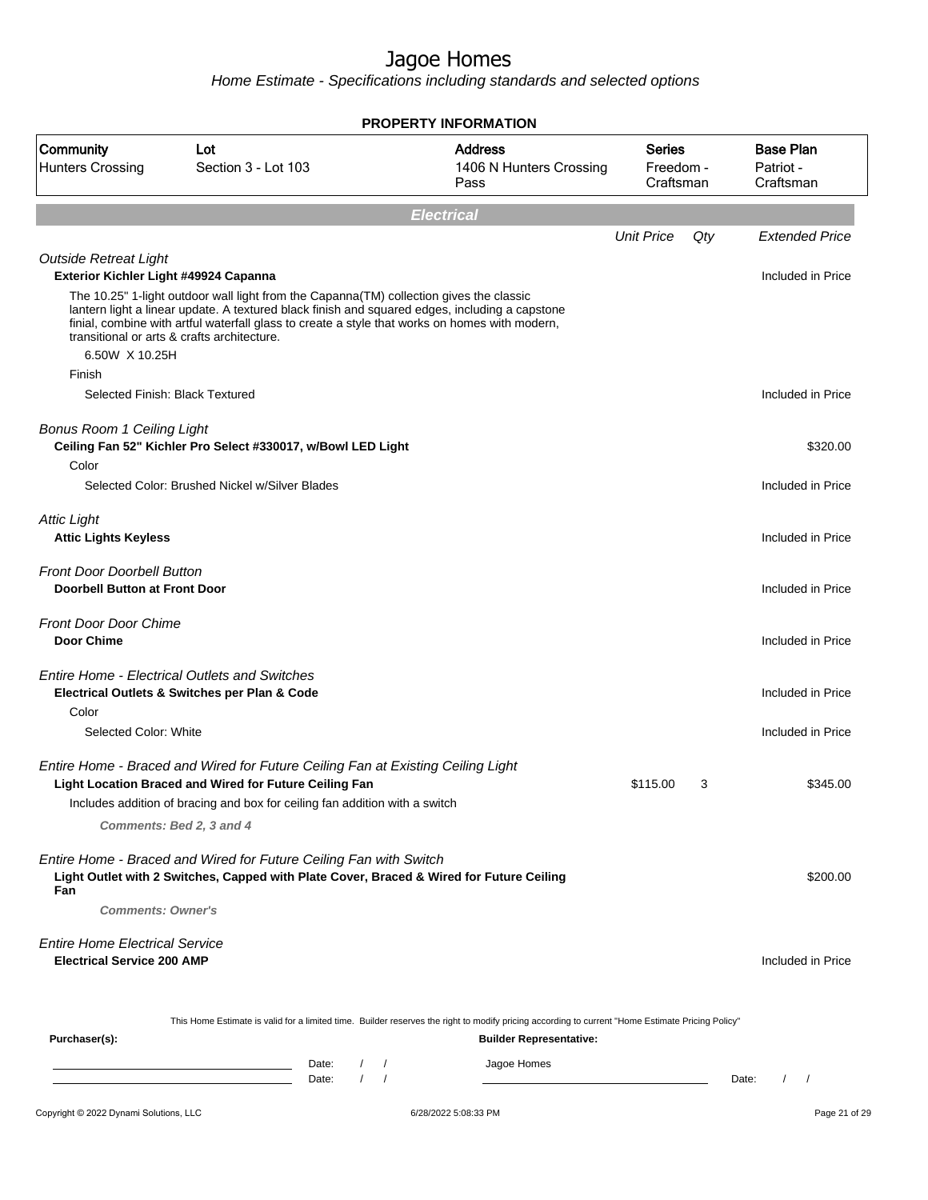# Jagoe Homes

*Home Estimate - Specifications including standards and selected options*

**PROPERTY INFORMATION**

| Community | Lot | Address | Series | Base Plan |
|---|---|---|---|---|
| Hunters Crossing | Section 3 - Lot 103 | 1406 N Hunters Crossing Pass | Freedom - Craftsman | Patriot - Craftsman |

## Electrical

| | Unit Price | Qty | Extended Price |
|---|---|---|---|
| *Outside Retreat Light* | | | |
| **Exterior Kichler Light #49924 Capanna** | | | Included in Price |
| The 10.25" 1-light outdoor wall light from the Capanna(TM) collection gives the classic lantern light a linear update. A textured black finish and squared edges, including a capstone finial, combine with artful waterfall glass to create a style that works on homes with modern, transitional or arts & crafts architecture. | | | |
| 6.50W X 10.25H | | | |
| Finish | | | |
| Selected Finish: Black Textured | | | Included in Price |
| *Bonus Room 1 Ceiling Light* | | | |
| **Ceiling Fan 52" Kichler Pro Select #330017, w/Bowl LED Light** | | | $320.00 |
| Color | | | |
| Selected Color: Brushed Nickel w/Silver Blades | | | Included in Price |
| *Attic Light* | | | |
| **Attic Lights Keyless** | | | Included in Price |
| *Front Door Doorbell Button* | | | |
| **Doorbell Button at Front Door** | | | Included in Price |
| *Front Door Door Chime* | | | |
| **Door Chime** | | | Included in Price |
| *Entire Home - Electrical Outlets and Switches* | | | |
| **Electrical Outlets & Switches per Plan & Code** | | | Included in Price |
| Color | | | |
| Selected Color: White | | | Included in Price |
| *Entire Home - Braced and Wired for Future Ceiling Fan at Existing Ceiling Light* | | | |
| **Light Location Braced and Wired for Future Ceiling Fan** | $115.00 | 3 | $345.00 |
| Includes addition of bracing and box for ceiling fan addition with a switch | | | |
| ***Comments: Bed 2, 3 and 4*** | | | |
| *Entire Home - Braced and Wired for Future Ceiling Fan with Switch* | | | |
| **Light Outlet with 2 Switches, Capped with Plate Cover, Braced & Wired for Future Ceiling Fan** | | | $200.00 |
| ***Comments: Owner's*** | | | |
| *Entire Home Electrical Service* | | | |
| **Electrical Service 200 AMP** | | | Included in Price |

This Home Estimate is valid for a limited time. Builder reserves the right to modify pricing according to current "Home Estimate Pricing Policy"

**Purchaser(s):**

Date: / /

Date: / /

**Builder Representative:**

Jagoe Homes

Date: / /

Copyright © 2022 Dynami Solutions, LLC — 6/28/2022 5:08:33 PM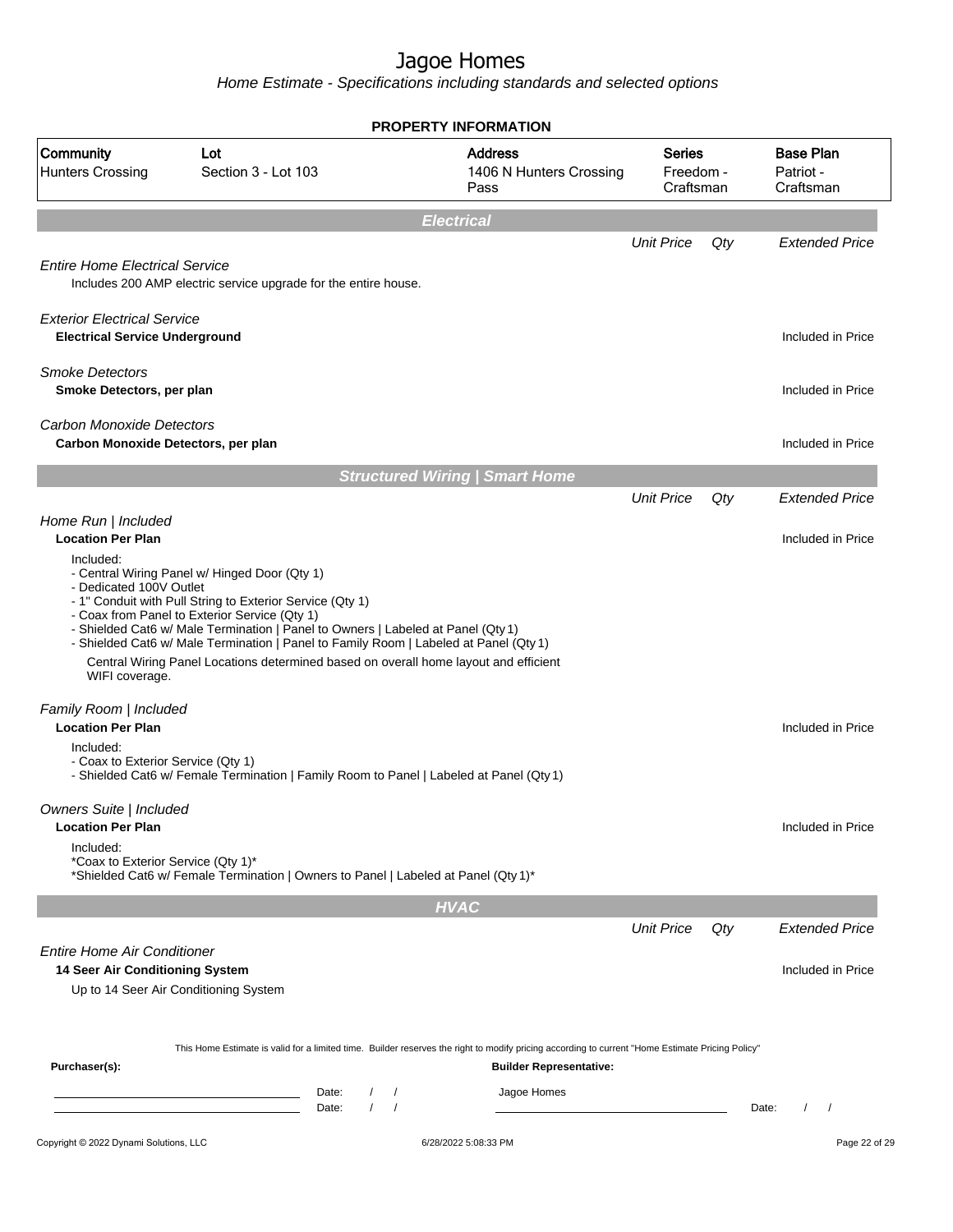# Jagoe Homes

*Home Estimate - Specifications including standards and selected options*

**PROPERTY INFORMATION**

| Community | Lot | Address | Series | Base Plan |
|---|---|---|---|---|
| Hunters Crossing | Section 3 - Lot 103 | 1406 N Hunters Crossing Pass | Freedom - Craftsman | Patriot - Craftsman |

## *Electrical*

| | Unit Price | Qty | Extended Price |
|---|---|---|---|
| *Entire Home Electrical Service* | | | |
| Includes 200 AMP electric service upgrade for the entire house. | | | |
| *Exterior Electrical Service* | | | |
| **Electrical Service Underground** | | | Included in Price |
| *Smoke Detectors* | | | |
| **Smoke Detectors, per plan** | | | Included in Price |
| *Carbon Monoxide Detectors* | | | |
| **Carbon Monoxide Detectors, per plan** | | | Included in Price |

## *Structured Wiring | Smart Home*

| | Unit Price | Qty | Extended Price |
|---|---|---|---|
| *Home Run \| Included* | | | |
| **Location Per Plan** | | | Included in Price |

Included:
- Central Wiring Panel w/ Hinged Door (Qty 1)
- Dedicated 100V Outlet
- 1" Conduit with Pull String to Exterior Service (Qty 1)
- Coax from Panel to Exterior Service (Qty 1)
- Shielded Cat6 w/ Male Termination | Panel to Owners | Labeled at Panel (Qty 1)
- Shielded Cat6 w/ Male Termination | Panel to Family Room | Labeled at Panel (Qty 1)

Central Wiring Panel Locations determined based on overall home layout and efficient WIFI coverage.

| | Unit Price | Qty | Extended Price |
|---|---|---|---|
| *Family Room \| Included* | | | |
| **Location Per Plan** | | | Included in Price |

Included:
- Coax to Exterior Service (Qty 1)
- Shielded Cat6 w/ Female Termination | Family Room to Panel | Labeled at Panel (Qty 1)

| | Unit Price | Qty | Extended Price |
|---|---|---|---|
| *Owners Suite \| Included* | | | |
| **Location Per Plan** | | | Included in Price |

Included:
*Coax to Exterior Service (Qty 1)*
*Shielded Cat6 w/ Female Termination | Owners to Panel | Labeled at Panel (Qty 1)*

## *HVAC*

| | Unit Price | Qty | Extended Price |
|---|---|---|---|
| *Entire Home Air Conditioner* | | | |
| **14 Seer Air Conditioning System** | | | Included in Price |
| Up to 14 Seer Air Conditioning System | | | |

This Home Estimate is valid for a limited time. Builder reserves the right to modify pricing according to current "Home Estimate Pricing Policy"

**Purchaser(s):** Date: / / Date: / /

**Builder Representative:** Jagoe Homes Date: / /

Copyright © 2022 Dynami Solutions, LLC 6/28/2022 5:08:33 PM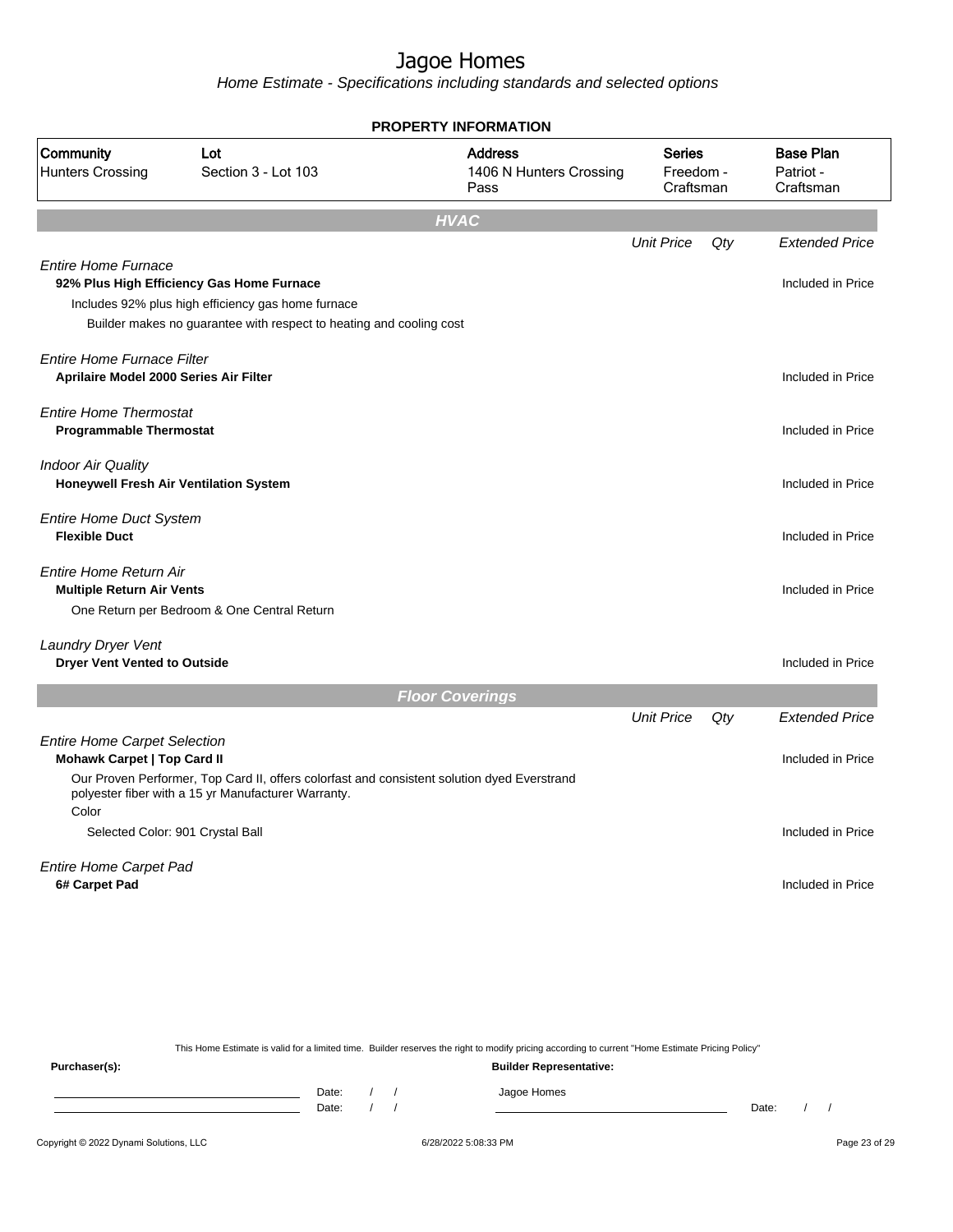# Jagoe Homes

*Home Estimate - Specifications including standards and selected options*

**PROPERTY INFORMATION**

| Community | Lot | Address | Series | Base Plan |
|---|---|---|---|---|
| Hunters Crossing | Section 3 - Lot 103 | 1406 N Hunters Crossing Pass | Freedom - Craftsman | Patriot - Craftsman |

## HVAC

| | Unit Price | Qty | Extended Price |
|---|---|---|---|
| *Entire Home Furnace* | | | |
| **92% Plus High Efficiency Gas Home Furnace** | | | Included in Price |
| Includes 92% plus high efficiency gas home furnace | | | |
| Builder makes no guarantee with respect to heating and cooling cost | | | |
| *Entire Home Furnace Filter* | | | |
| **Aprilaire Model 2000 Series Air Filter** | | | Included in Price |
| *Entire Home Thermostat* | | | |
| **Programmable Thermostat** | | | Included in Price |
| *Indoor Air Quality* | | | |
| **Honeywell Fresh Air Ventilation System** | | | Included in Price |
| *Entire Home Duct System* | | | |
| **Flexible Duct** | | | Included in Price |
| *Entire Home Return Air* | | | |
| **Multiple Return Air Vents** | | | Included in Price |
| One Return per Bedroom & One Central Return | | | |
| *Laundry Dryer Vent* | | | |
| **Dryer Vent Vented to Outside** | | | Included in Price |

## Floor Coverings

| | Unit Price | Qty | Extended Price |
|---|---|---|---|
| *Entire Home Carpet Selection* | | | |
| **Mohawk Carpet \| Top Card II** | | | Included in Price |
| Our Proven Performer, Top Card II, offers colorfast and consistent solution dyed Everstrand polyester fiber with a 15 yr Manufacturer Warranty. | | | |
| Color | | | |
| Selected Color: 901 Crystal Ball | | | Included in Price |
| *Entire Home Carpet Pad* | | | |
| **6# Carpet Pad** | | | Included in Price |

This Home Estimate is valid for a limited time. Builder reserves the right to modify pricing according to current "Home Estimate Pricing Policy"

**Purchaser(s):**

Date: / /

Date: / /

**Builder Representative:**

Jagoe Homes

Date: / /

Copyright © 2022 Dynami Solutions, LLC 6/28/2022 5:08:33 PM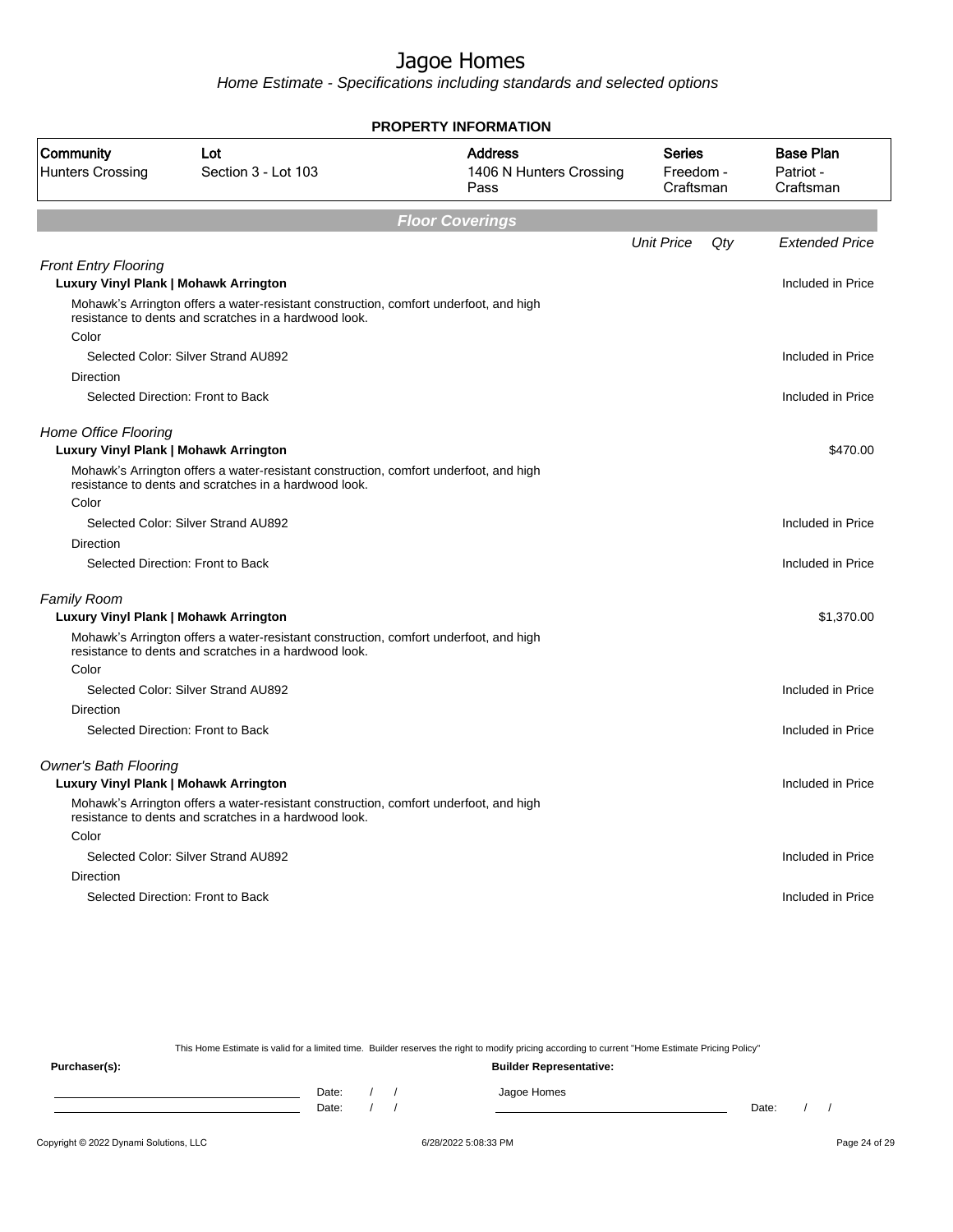# Jagoe Homes

*Home Estimate - Specifications including standards and selected options*

**PROPERTY INFORMATION**

| Community | Lot | Address | Series | Base Plan |
|---|---|---|---|---|
| Hunters Crossing | Section 3 - Lot 103 | 1406 N Hunters Crossing Pass | Freedom - Craftsman | Patriot - Craftsman |

## Floor Coverings

| | Unit Price | Qty | Extended Price |
|---|---|---|---|
| *Front Entry Flooring* | | | |
| **Luxury Vinyl Plank \| Mohawk Arrington** | | | Included in Price |
| Mohawk's Arrington offers a water-resistant construction, comfort underfoot, and high resistance to dents and scratches in a hardwood look. | | | |
| Color | | | |
| Selected Color: Silver Strand AU892 | | | Included in Price |
| Direction | | | |
| Selected Direction: Front to Back | | | Included in Price |
| *Home Office Flooring* | | | |
| **Luxury Vinyl Plank \| Mohawk Arrington** | | | $470.00 |
| Mohawk's Arrington offers a water-resistant construction, comfort underfoot, and high resistance to dents and scratches in a hardwood look. | | | |
| Color | | | |
| Selected Color: Silver Strand AU892 | | | Included in Price |
| Direction | | | |
| Selected Direction: Front to Back | | | Included in Price |
| *Family Room* | | | |
| **Luxury Vinyl Plank \| Mohawk Arrington** | | | $1,370.00 |
| Mohawk's Arrington offers a water-resistant construction, comfort underfoot, and high resistance to dents and scratches in a hardwood look. | | | |
| Color | | | |
| Selected Color: Silver Strand AU892 | | | Included in Price |
| Direction | | | |
| Selected Direction: Front to Back | | | Included in Price |
| *Owner's Bath Flooring* | | | |
| **Luxury Vinyl Plank \| Mohawk Arrington** | | | Included in Price |
| Mohawk's Arrington offers a water-resistant construction, comfort underfoot, and high resistance to dents and scratches in a hardwood look. | | | |
| Color | | | |
| Selected Color: Silver Strand AU892 | | | Included in Price |
| Direction | | | |
| Selected Direction: Front to Back | | | Included in Price |

This Home Estimate is valid for a limited time. Builder reserves the right to modify pricing according to current "Home Estimate Pricing Policy"

**Purchaser(s):**

Date: / /

Date: / /

**Builder Representative:**

Jagoe Homes

Date: / /

Copyright © 2022 Dynami Solutions, LLC 6/28/2022 5:08:33 PM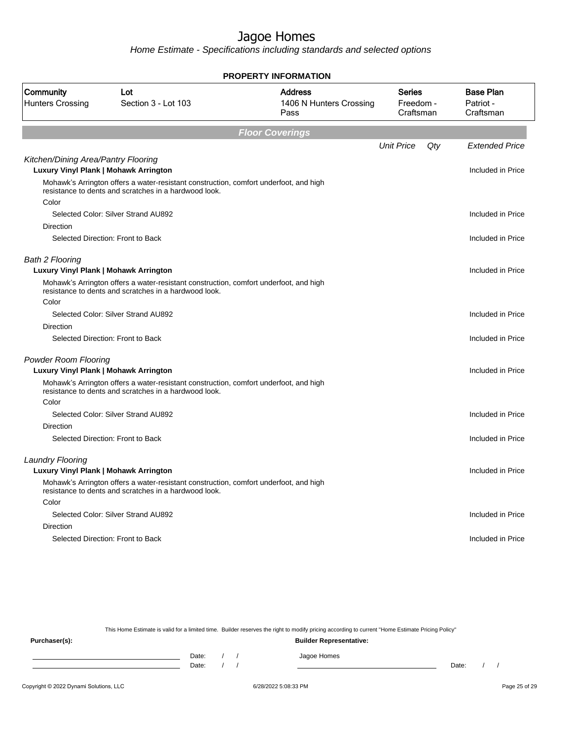# Jagoe Homes

*Home Estimate - Specifications including standards and selected options*

**PROPERTY INFORMATION**

| Community | Lot | Address | Series | Base Plan |
|---|---|---|---|---|
| Hunters Crossing | Section 3 - Lot 103 | 1406 N Hunters Crossing Pass | Freedom - Craftsman | Patriot - Craftsman |

## Floor Coverings

| | Unit Price | Qty | Extended Price |
|---|---|---|---|
| *Kitchen/Dining Area/Pantry Flooring* | | | |
| **Luxury Vinyl Plank \| Mohawk Arrington** | | | Included in Price |
| Mohawk's Arrington offers a water-resistant construction, comfort underfoot, and high resistance to dents and scratches in a hardwood look. | | | |
| Color | | | |
| Selected Color: Silver Strand AU892 | | | Included in Price |
| Direction | | | |
| Selected Direction: Front to Back | | | Included in Price |
| *Bath 2 Flooring* | | | |
| **Luxury Vinyl Plank \| Mohawk Arrington** | | | Included in Price |
| Mohawk's Arrington offers a water-resistant construction, comfort underfoot, and high resistance to dents and scratches in a hardwood look. | | | |
| Color | | | |
| Selected Color: Silver Strand AU892 | | | Included in Price |
| Direction | | | |
| Selected Direction: Front to Back | | | Included in Price |
| *Powder Room Flooring* | | | |
| **Luxury Vinyl Plank \| Mohawk Arrington** | | | Included in Price |
| Mohawk's Arrington offers a water-resistant construction, comfort underfoot, and high resistance to dents and scratches in a hardwood look. | | | |
| Color | | | |
| Selected Color: Silver Strand AU892 | | | Included in Price |
| Direction | | | |
| Selected Direction: Front to Back | | | Included in Price |
| *Laundry Flooring* | | | |
| **Luxury Vinyl Plank \| Mohawk Arrington** | | | Included in Price |
| Mohawk's Arrington offers a water-resistant construction, comfort underfoot, and high resistance to dents and scratches in a hardwood look. | | | |
| Color | | | |
| Selected Color: Silver Strand AU892 | | | Included in Price |
| Direction | | | |
| Selected Direction: Front to Back | | | Included in Price |

This Home Estimate is valid for a limited time. Builder reserves the right to modify pricing according to current "Home Estimate Pricing Policy"

**Purchaser(s):**

Date: / /

Date: / /

**Builder Representative:**

Jagoe Homes

Date: / /

Copyright © 2022 Dynami Solutions, LLC 6/28/2022 5:08:33 PM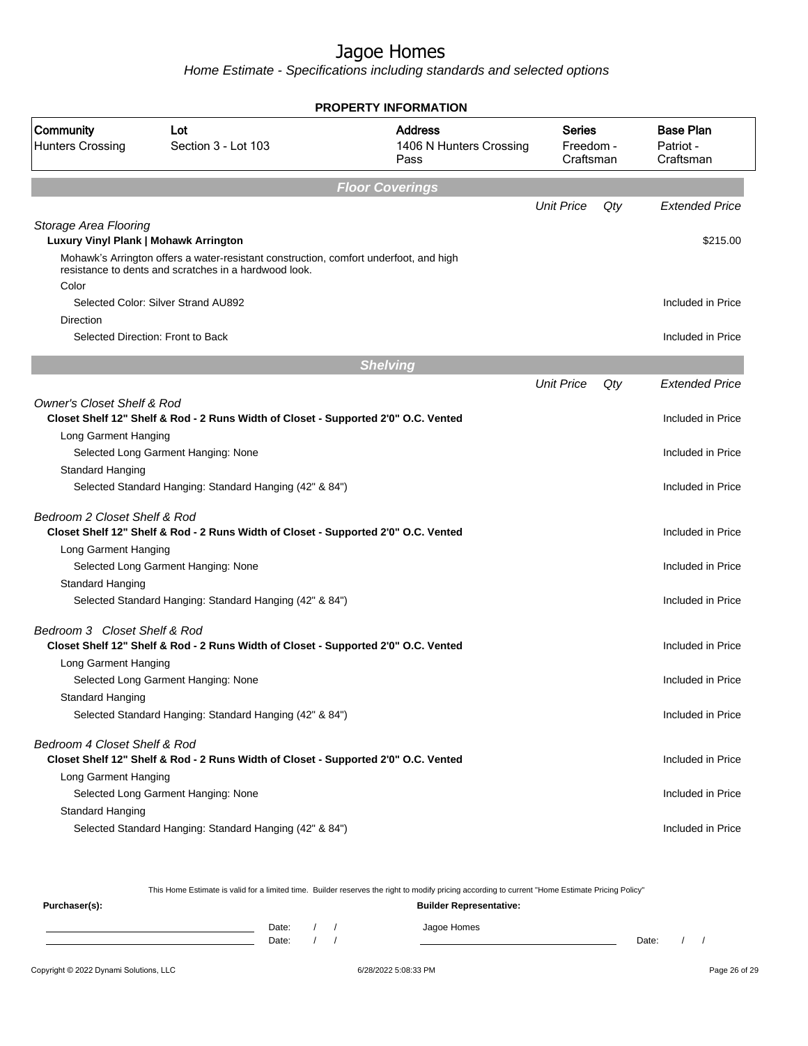# Jagoe Homes

*Home Estimate - Specifications including standards and selected options*

**PROPERTY INFORMATION**

| Community | Lot | Address | Series | Base Plan |
|---|---|---|---|---|
| Hunters Crossing | Section 3 - Lot 103 | 1406 N Hunters Crossing Pass | Freedom - Craftsman | Patriot - Craftsman |

## Floor Coverings

| | Unit Price | Qty | Extended Price |
|---|---|---|---|
| *Storage Area Flooring* | | | |
| **Luxury Vinyl Plank \| Mohawk Arrington** | | | $215.00 |
| Mohawk's Arrington offers a water-resistant construction, comfort underfoot, and high resistance to dents and scratches in a hardwood look. | | | |
| Color | | | |
| Selected Color: Silver Strand AU892 | | | Included in Price |
| Direction | | | |
| Selected Direction: Front to Back | | | Included in Price |

## Shelving

| | Unit Price | Qty | Extended Price |
|---|---|---|---|
| *Owner's Closet Shelf & Rod* | | | |
| **Closet Shelf 12" Shelf & Rod - 2 Runs Width of Closet - Supported 2'0" O.C. Vented** | | | Included in Price |
| Long Garment Hanging | | | |
| Selected Long Garment Hanging: None | | | Included in Price |
| Standard Hanging | | | |
| Selected Standard Hanging: Standard Hanging (42" & 84") | | | Included in Price |
| *Bedroom 2 Closet Shelf & Rod* | | | |
| **Closet Shelf 12" Shelf & Rod - 2 Runs Width of Closet - Supported 2'0" O.C. Vented** | | | Included in Price |
| Long Garment Hanging | | | |
| Selected Long Garment Hanging: None | | | Included in Price |
| Standard Hanging | | | |
| Selected Standard Hanging: Standard Hanging (42" & 84") | | | Included in Price |
| *Bedroom 3 Closet Shelf & Rod* | | | |
| **Closet Shelf 12" Shelf & Rod - 2 Runs Width of Closet - Supported 2'0" O.C. Vented** | | | Included in Price |
| Long Garment Hanging | | | |
| Selected Long Garment Hanging: None | | | Included in Price |
| Standard Hanging | | | |
| Selected Standard Hanging: Standard Hanging (42" & 84") | | | Included in Price |
| *Bedroom 4 Closet Shelf & Rod* | | | |
| **Closet Shelf 12" Shelf & Rod - 2 Runs Width of Closet - Supported 2'0" O.C. Vented** | | | Included in Price |
| Long Garment Hanging | | | |
| Selected Long Garment Hanging: None | | | Included in Price |
| Standard Hanging | | | |
| Selected Standard Hanging: Standard Hanging (42" & 84") | | | Included in Price |

This Home Estimate is valid for a limited time. Builder reserves the right to modify pricing according to current "Home Estimate Pricing Policy"

**Purchaser(s):**

Date: / /

Date: / /

**Builder Representative:**

Jagoe Homes

Date: / /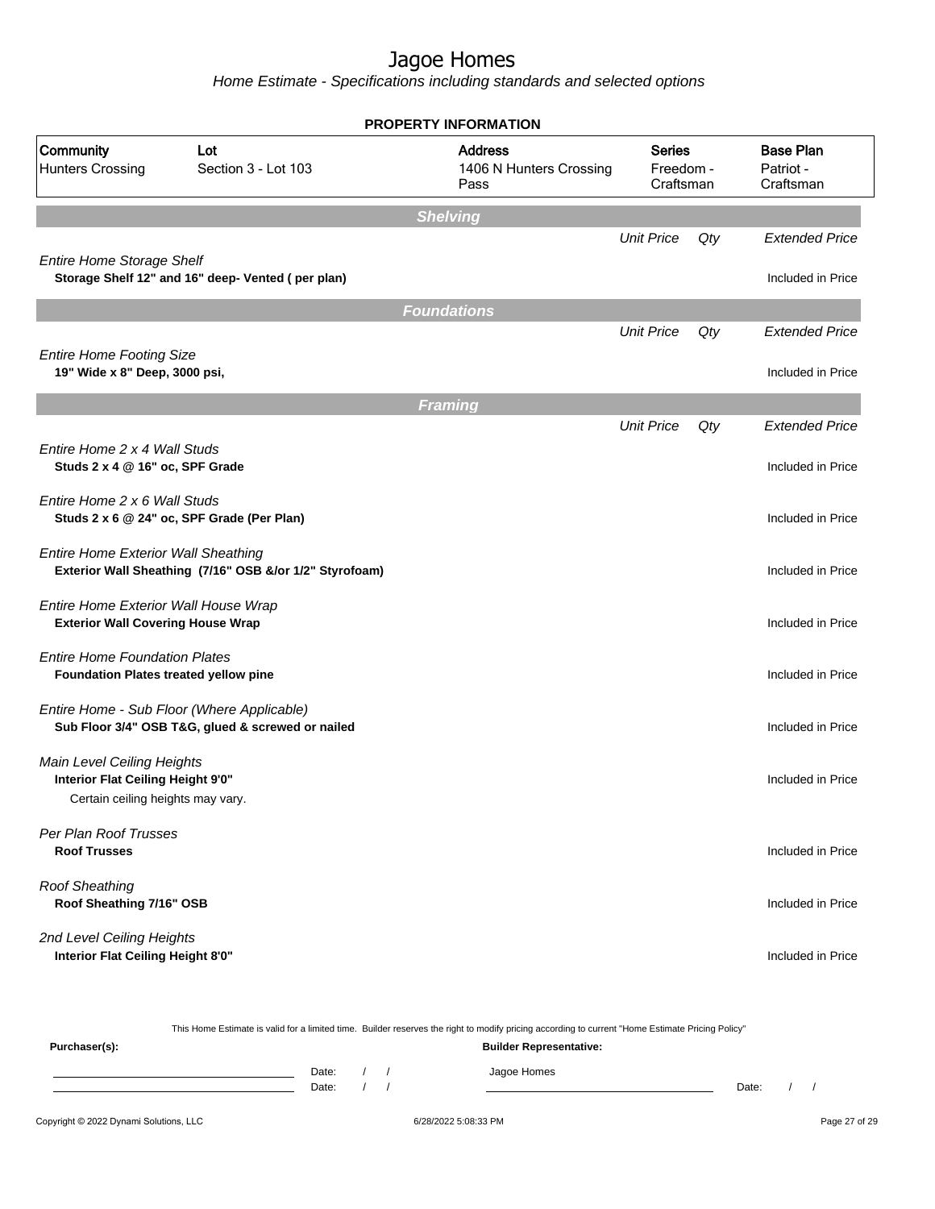# Jagoe Homes

*Home Estimate - Specifications including standards and selected options*

**PROPERTY INFORMATION**

| Community | Lot | Address | Series | Base Plan |
|---|---|---|---|---|
| Hunters Crossing | Section 3 - Lot 103 | 1406 N Hunters Crossing Pass | Freedom - Craftsman | Patriot - Craftsman |

## Shelving

| | Unit Price | Qty | Extended Price |
|---|---|---|---|
| *Entire Home Storage Shelf*<br>**Storage Shelf 12" and 16" deep- Vented ( per plan)** | | | Included in Price |

## Foundations

| | Unit Price | Qty | Extended Price |
|---|---|---|---|
| *Entire Home Footing Size*<br>**19" Wide x 8" Deep, 3000 psi,** | | | Included in Price |

## Framing

| | Unit Price | Qty | Extended Price |
|---|---|---|---|
| *Entire Home 2 x 4 Wall Studs*<br>**Studs 2 x 4 @ 16" oc, SPF Grade** | | | Included in Price |
| *Entire Home 2 x 6 Wall Studs*<br>**Studs 2 x 6 @ 24" oc, SPF Grade (Per Plan)** | | | Included in Price |
| *Entire Home Exterior Wall Sheathing*<br>**Exterior Wall Sheathing (7/16" OSB &/or 1/2" Styrofoam)** | | | Included in Price |
| *Entire Home Exterior Wall House Wrap*<br>**Exterior Wall Covering House Wrap** | | | Included in Price |
| *Entire Home Foundation Plates*<br>**Foundation Plates treated yellow pine** | | | Included in Price |
| *Entire Home - Sub Floor (Where Applicable)*<br>**Sub Floor 3/4" OSB T&G, glued & screwed or nailed** | | | Included in Price |
| *Main Level Ceiling Heights*<br>**Interior Flat Ceiling Height 9'0"**<br>Certain ceiling heights may vary. | | | Included in Price |
| *Per Plan Roof Trusses*<br>**Roof Trusses** | | | Included in Price |
| *Roof Sheathing*<br>**Roof Sheathing 7/16" OSB** | | | Included in Price |
| *2nd Level Ceiling Heights*<br>**Interior Flat Ceiling Height 8'0"** | | | Included in Price |

This Home Estimate is valid for a limited time. Builder reserves the right to modify pricing according to current "Home Estimate Pricing Policy"

**Purchaser(s):**

______________________ Date: / /

______________________ Date: / /

**Builder Representative:**

Jagoe Homes

______________________ Date: / /

Copyright © 2022 Dynami Solutions, LLC — 6/28/2022 5:08:33 PM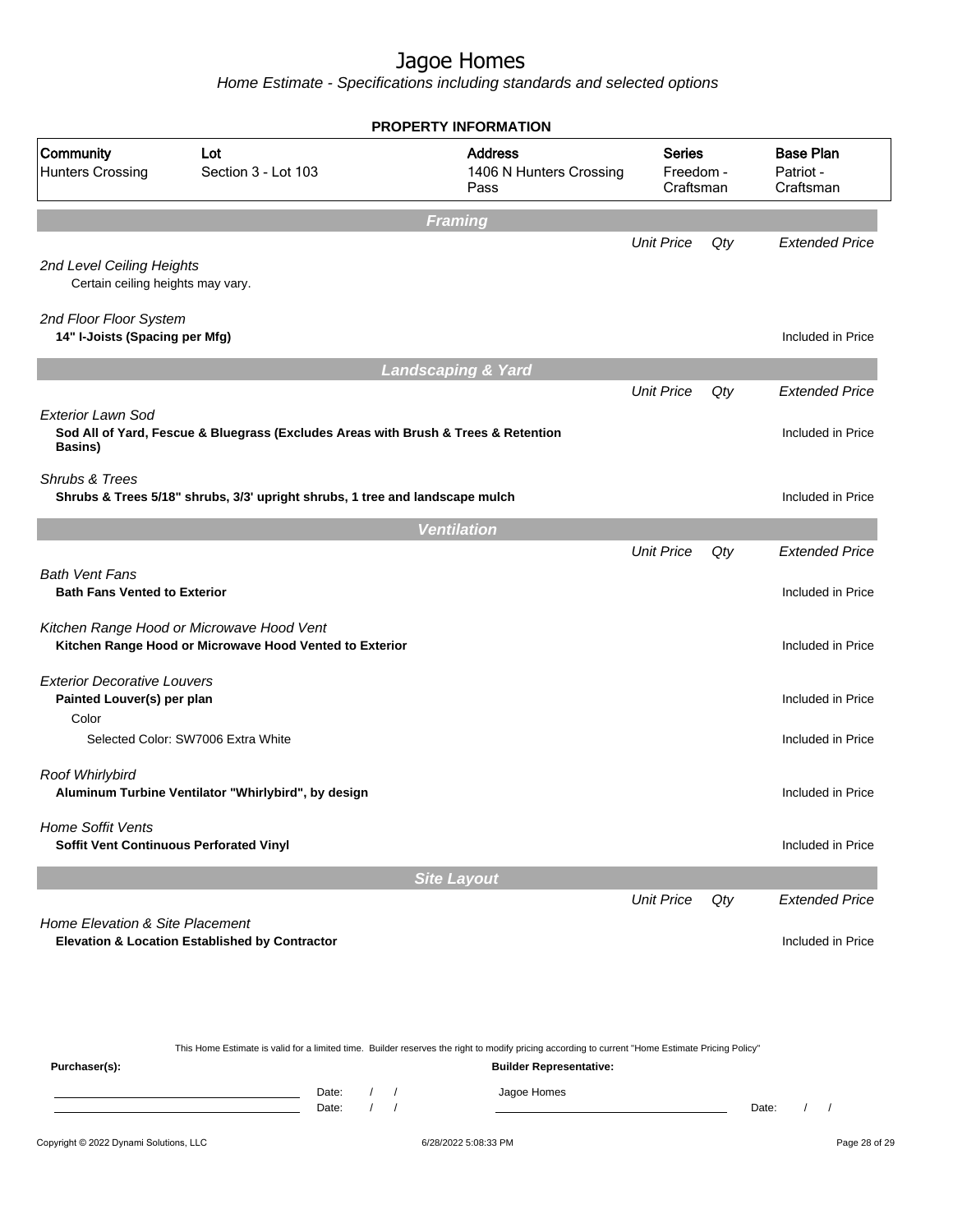# Jagoe Homes

*Home Estimate - Specifications including standards and selected options*

## PROPERTY INFORMATION

| Community | Lot | Address | Series | Base Plan |
|---|---|---|---|---|
| Hunters Crossing | Section 3 - Lot 103 | 1406 N Hunters Crossing Pass | Freedom - Craftsman | Patriot - Craftsman |

## Framing

| | Unit Price | Qty | Extended Price |
|---|---|---|---|
| *2nd Level Ceiling Heights* | | | |
| Certain ceiling heights may vary. | | | |
| *2nd Floor Floor System* | | | |
| **14" I-Joists (Spacing per Mfg)** | | | Included in Price |

## Landscaping & Yard

| | Unit Price | Qty | Extended Price |
|---|---|---|---|
| *Exterior Lawn Sod* | | | |
| **Sod All of Yard, Fescue & Bluegrass (Excludes Areas with Brush & Trees & Retention Basins)** | | | Included in Price |
| *Shrubs & Trees* | | | |
| **Shrubs & Trees 5/18" shrubs, 3/3' upright shrubs, 1 tree and landscape mulch** | | | Included in Price |

## Ventilation

| | Unit Price | Qty | Extended Price |
|---|---|---|---|
| *Bath Vent Fans* | | | |
| **Bath Fans Vented to Exterior** | | | Included in Price |
| *Kitchen Range Hood or Microwave Hood Vent* | | | |
| **Kitchen Range Hood or Microwave Hood Vented to Exterior** | | | Included in Price |
| *Exterior Decorative Louvers* | | | |
| **Painted Louver(s) per plan** | | | Included in Price |
| Color | | | |
| Selected Color: SW7006 Extra White | | | Included in Price |
| *Roof Whirlybird* | | | |
| **Aluminum Turbine Ventilator "Whirlybird", by design** | | | Included in Price |
| *Home Soffit Vents* | | | |
| **Soffit Vent Continuous Perforated Vinyl** | | | Included in Price |

## Site Layout

| | Unit Price | Qty | Extended Price |
|---|---|---|---|
| *Home Elevation & Site Placement* | | | |
| **Elevation & Location Established by Contractor** | | | Included in Price |

This Home Estimate is valid for a limited time. Builder reserves the right to modify pricing according to current "Home Estimate Pricing Policy"

**Purchaser(s):** Date: / / Date: / /

**Builder Representative:** Jagoe Homes Date: / /

Copyright © 2022 Dynami Solutions, LLC 6/28/2022 5:08:33 PM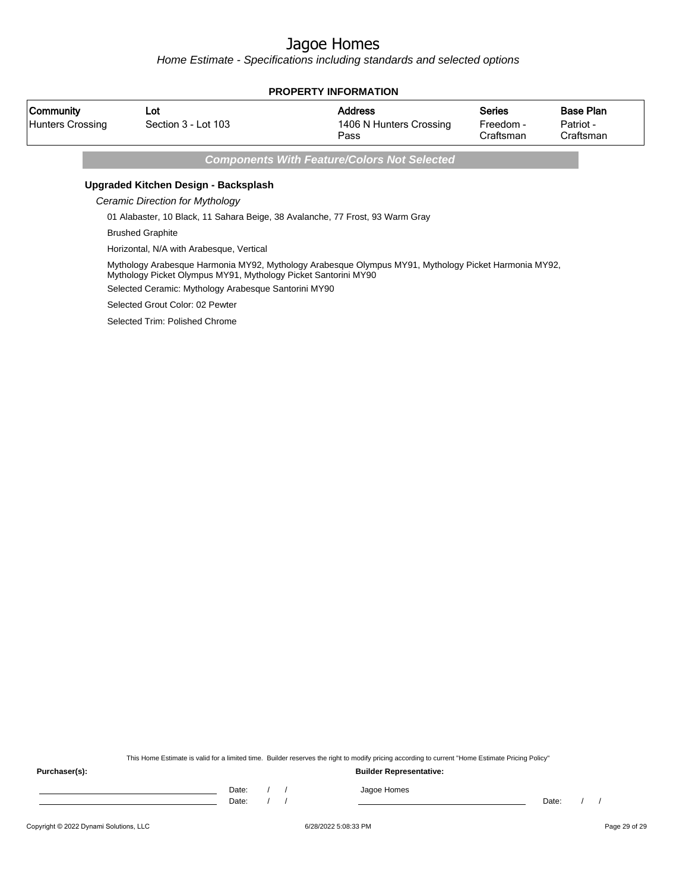# Jagoe Homes

*Home Estimate - Specifications including standards and selected options*

**PROPERTY INFORMATION**

| Community | Lot | Address | Series | Base Plan |
| --- | --- | --- | --- | --- |
| Hunters Crossing | Section 3 - Lot 103 | 1406 N Hunters Crossing Pass | Freedom - Craftsman | Patriot - Craftsman |

***Components With Feature/Colors Not Selected***

**Upgraded Kitchen Design - Backsplash**

*Ceramic Direction for Mythology*

01 Alabaster, 10 Black, 11 Sahara Beige, 38 Avalanche, 77 Frost, 93 Warm Gray

Brushed Graphite

Horizontal, N/A with Arabesque, Vertical

Mythology Arabesque Harmonia MY92, Mythology Arabesque Olympus MY91, Mythology Picket Harmonia MY92, Mythology Picket Olympus MY91, Mythology Picket Santorini MY90

Selected Ceramic: Mythology Arabesque Santorini MY90

Selected Grout Color: 02 Pewter

Selected Trim: Polished Chrome

This Home Estimate is valid for a limited time. Builder reserves the right to modify pricing according to current "Home Estimate Pricing Policy"

**Purchaser(s):**

Date: / /

Date: / /

**Builder Representative:**

Jagoe Homes

Date: / /

Copyright © 2022 Dynami Solutions, LLC

6/28/2022 5:08:33 PM